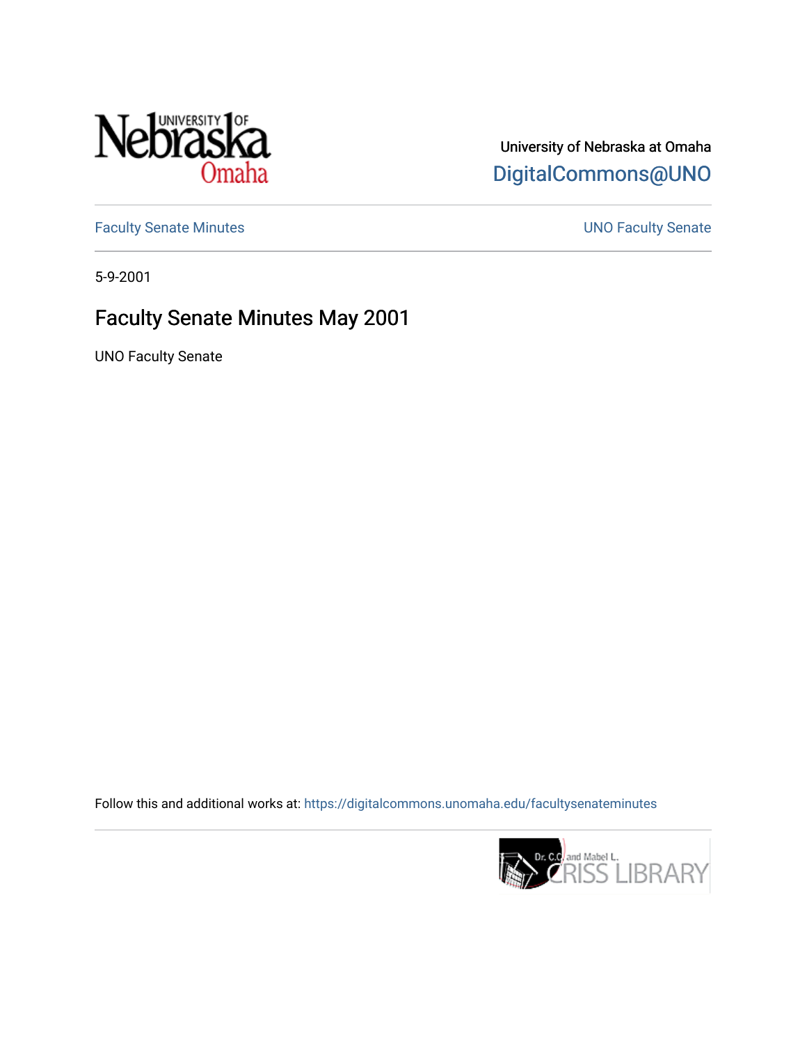University of Nebraska at Omaha

DigitalCommons@UNO

Faculty Senate Minutes

UNO Faculty Senate

5-9-2001

# Faculty Senate Minutes May 2001

UNO Faculty Senate

Follow this and additional works at: https://digitalcommons.unomaha.edu/facultysenateminutes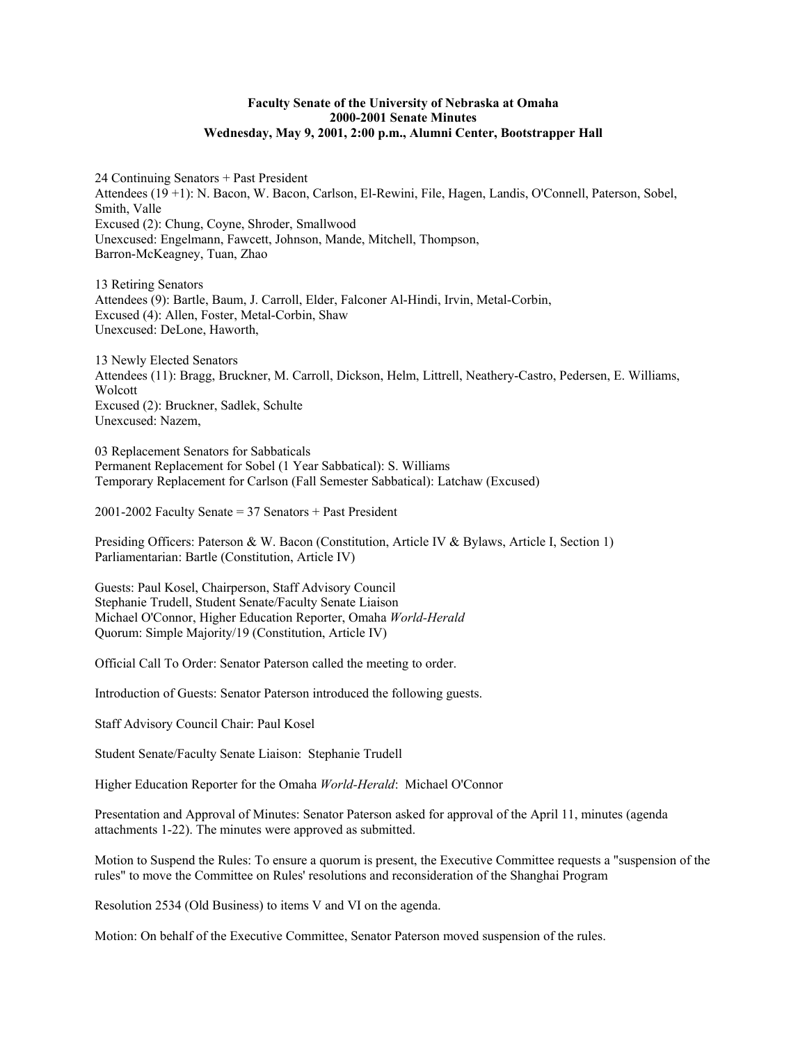**Faculty Senate of the University of Nebraska at Omaha**
**2000-2001 Senate Minutes**
**Wednesday, May 9, 2001, 2:00 p.m., Alumni Center, Bootstrapper Hall**

24 Continuing Senators + Past President
Attendees (19 +1): N. Bacon, W. Bacon, Carlson, El-Rewini, File, Hagen, Landis, O'Connell, Paterson, Sobel, Smith, Valle
Excused (2): Chung, Coyne, Shroder, Smallwood
Unexcused: Engelmann, Fawcett, Johnson, Mande, Mitchell, Thompson, Barron-McKeagney, Tuan, Zhao

13 Retiring Senators
Attendees (9): Bartle, Baum, J. Carroll, Elder, Falconer Al-Hindi, Irvin, Metal-Corbin,
Excused (4): Allen, Foster, Metal-Corbin, Shaw
Unexcused: DeLone, Haworth,

13 Newly Elected Senators
Attendees (11): Bragg, Bruckner, M. Carroll, Dickson, Helm, Littrell, Neathery-Castro, Pedersen, E. Williams, Wolcott
Excused (2): Bruckner, Sadlek, Schulte
Unexcused: Nazem,

03 Replacement Senators for Sabbaticals
Permanent Replacement for Sobel (1 Year Sabbatical): S. Williams
Temporary Replacement for Carlson (Fall Semester Sabbatical): Latchaw (Excused)

2001-2002 Faculty Senate = 37 Senators + Past President

Presiding Officers: Paterson & W. Bacon (Constitution, Article IV & Bylaws, Article I, Section 1)
Parliamentarian: Bartle (Constitution, Article IV)

Guests: Paul Kosel, Chairperson, Staff Advisory Council
Stephanie Trudell, Student Senate/Faculty Senate Liaison
Michael O'Connor, Higher Education Reporter, Omaha *World-Herald*
Quorum: Simple Majority/19 (Constitution, Article IV)

Official Call To Order: Senator Paterson called the meeting to order.

Introduction of Guests: Senator Paterson introduced the following guests.

Staff Advisory Council Chair: Paul Kosel

Student Senate/Faculty Senate Liaison: Stephanie Trudell

Higher Education Reporter for the Omaha *World-Herald*: Michael O'Connor

Presentation and Approval of Minutes: Senator Paterson asked for approval of the April 11, minutes (agenda attachments 1-22). The minutes were approved as submitted.

Motion to Suspend the Rules: To ensure a quorum is present, the Executive Committee requests a "suspension of the rules" to move the Committee on Rules' resolutions and reconsideration of the Shanghai Program

Resolution 2534 (Old Business) to items V and VI on the agenda.

Motion: On behalf of the Executive Committee, Senator Paterson moved suspension of the rules.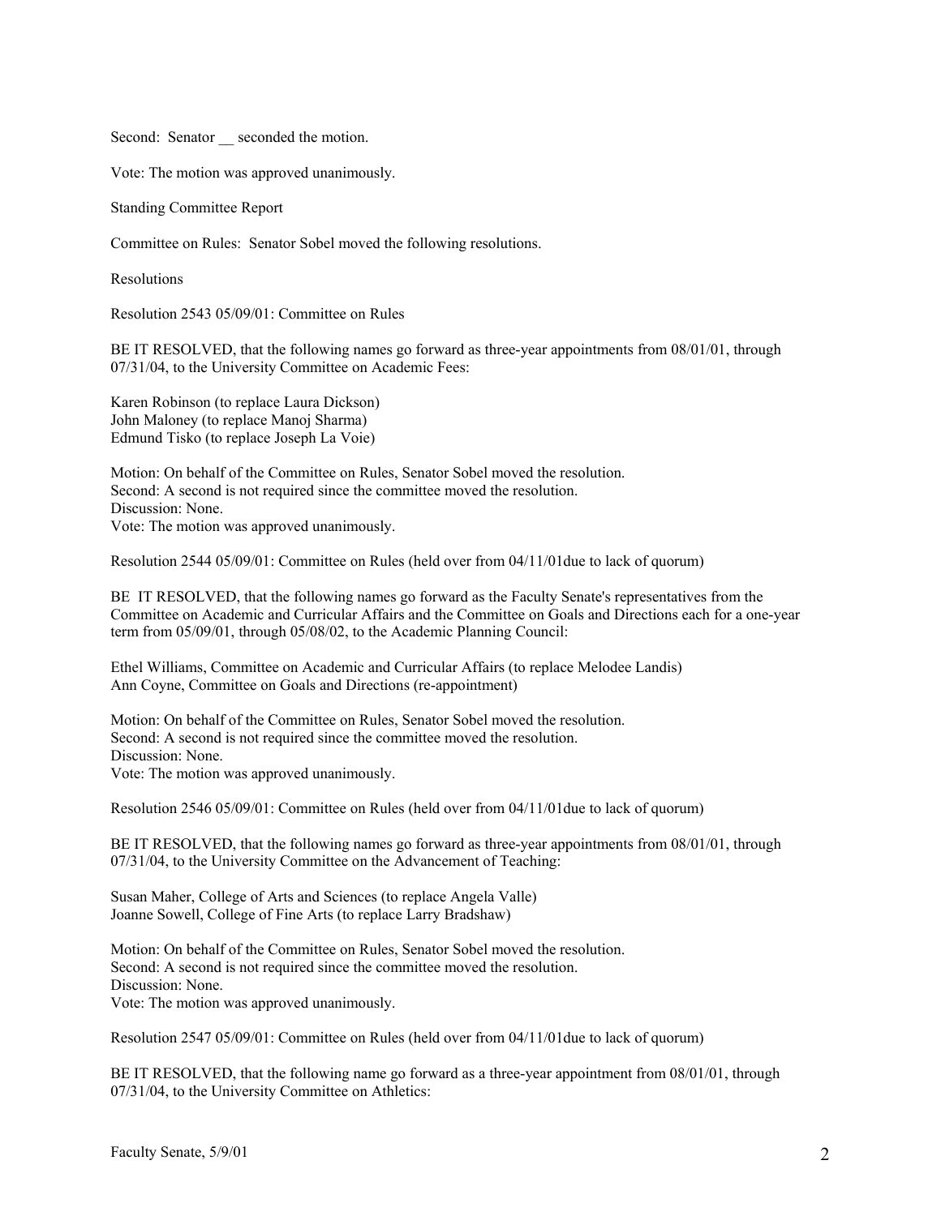Second: Senator __ seconded the motion.

Vote: The motion was approved unanimously.

Standing Committee Report

Committee on Rules: Senator Sobel moved the following resolutions.

Resolutions

Resolution 2543 05/09/01: Committee on Rules

BE IT RESOLVED, that the following names go forward as three-year appointments from 08/01/01, through 07/31/04, to the University Committee on Academic Fees:

Karen Robinson (to replace Laura Dickson)
John Maloney (to replace Manoj Sharma)
Edmund Tisko (to replace Joseph La Voie)

Motion: On behalf of the Committee on Rules, Senator Sobel moved the resolution.
Second: A second is not required since the committee moved the resolution.
Discussion: None.
Vote: The motion was approved unanimously.

Resolution 2544 05/09/01: Committee on Rules (held over from 04/11/01due to lack of quorum)

BE IT RESOLVED, that the following names go forward as the Faculty Senate's representatives from the Committee on Academic and Curricular Affairs and the Committee on Goals and Directions each for a one-year term from 05/09/01, through 05/08/02, to the Academic Planning Council:

Ethel Williams, Committee on Academic and Curricular Affairs (to replace Melodee Landis)
Ann Coyne, Committee on Goals and Directions (re-appointment)

Motion: On behalf of the Committee on Rules, Senator Sobel moved the resolution.
Second: A second is not required since the committee moved the resolution.
Discussion: None.
Vote: The motion was approved unanimously.

Resolution 2546 05/09/01: Committee on Rules (held over from 04/11/01due to lack of quorum)

BE IT RESOLVED, that the following names go forward as three-year appointments from 08/01/01, through 07/31/04, to the University Committee on the Advancement of Teaching:

Susan Maher, College of Arts and Sciences (to replace Angela Valle)
Joanne Sowell, College of Fine Arts (to replace Larry Bradshaw)

Motion: On behalf of the Committee on Rules, Senator Sobel moved the resolution.
Second: A second is not required since the committee moved the resolution.
Discussion: None.
Vote: The motion was approved unanimously.

Resolution 2547 05/09/01: Committee on Rules (held over from 04/11/01due to lack of quorum)

BE IT RESOLVED, that the following name go forward as a three-year appointment from 08/01/01, through 07/31/04, to the University Committee on Athletics: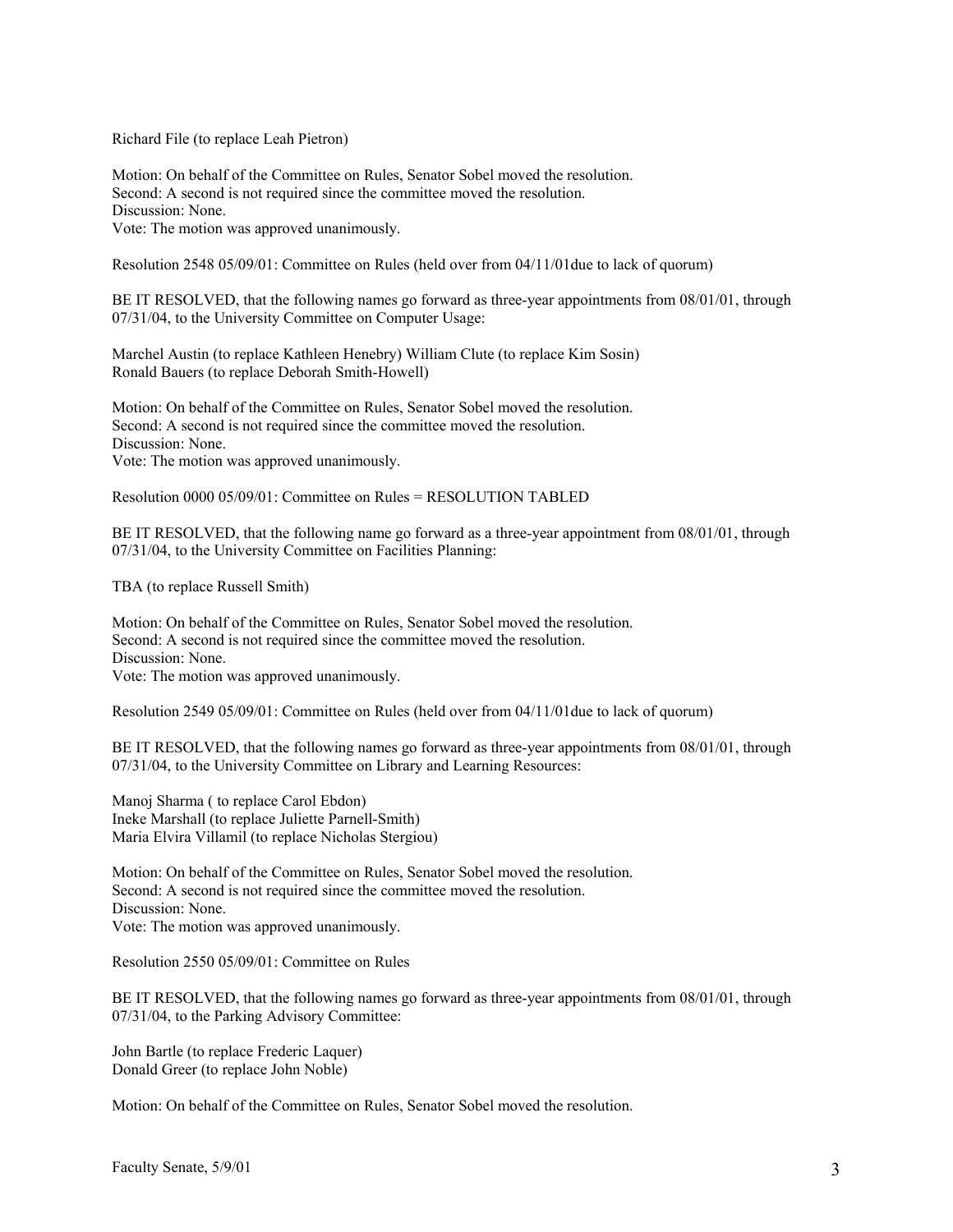Richard File (to replace Leah Pietron)

Motion: On behalf of the Committee on Rules, Senator Sobel moved the resolution.
Second: A second is not required since the committee moved the resolution.
Discussion: None.
Vote: The motion was approved unanimously.

Resolution 2548 05/09/01: Committee on Rules (held over from 04/11/01due to lack of quorum)

BE IT RESOLVED, that the following names go forward as three-year appointments from 08/01/01, through 07/31/04, to the University Committee on Computer Usage:

Marchel Austin (to replace Kathleen Henebry) William Clute (to replace Kim Sosin)
Ronald Bauers (to replace Deborah Smith-Howell)

Motion: On behalf of the Committee on Rules, Senator Sobel moved the resolution.
Second: A second is not required since the committee moved the resolution.
Discussion: None.
Vote: The motion was approved unanimously.

Resolution 0000 05/09/01: Committee on Rules = RESOLUTION TABLED

BE IT RESOLVED, that the following name go forward as a three-year appointment from 08/01/01, through 07/31/04, to the University Committee on Facilities Planning:

TBA (to replace Russell Smith)

Motion: On behalf of the Committee on Rules, Senator Sobel moved the resolution.
Second: A second is not required since the committee moved the resolution.
Discussion: None.
Vote: The motion was approved unanimously.

Resolution 2549 05/09/01: Committee on Rules (held over from 04/11/01due to lack of quorum)

BE IT RESOLVED, that the following names go forward as three-year appointments from 08/01/01, through 07/31/04, to the University Committee on Library and Learning Resources:

Manoj Sharma ( to replace Carol Ebdon)
Ineke Marshall (to replace Juliette Parnell-Smith)
Maria Elvira Villamil (to replace Nicholas Stergiou)

Motion: On behalf of the Committee on Rules, Senator Sobel moved the resolution.
Second: A second is not required since the committee moved the resolution.
Discussion: None.
Vote: The motion was approved unanimously.

Resolution 2550 05/09/01: Committee on Rules

BE IT RESOLVED, that the following names go forward as three-year appointments from 08/01/01, through 07/31/04, to the Parking Advisory Committee:

John Bartle (to replace Frederic Laquer)
Donald Greer (to replace John Noble)

Motion: On behalf of the Committee on Rules, Senator Sobel moved the resolution.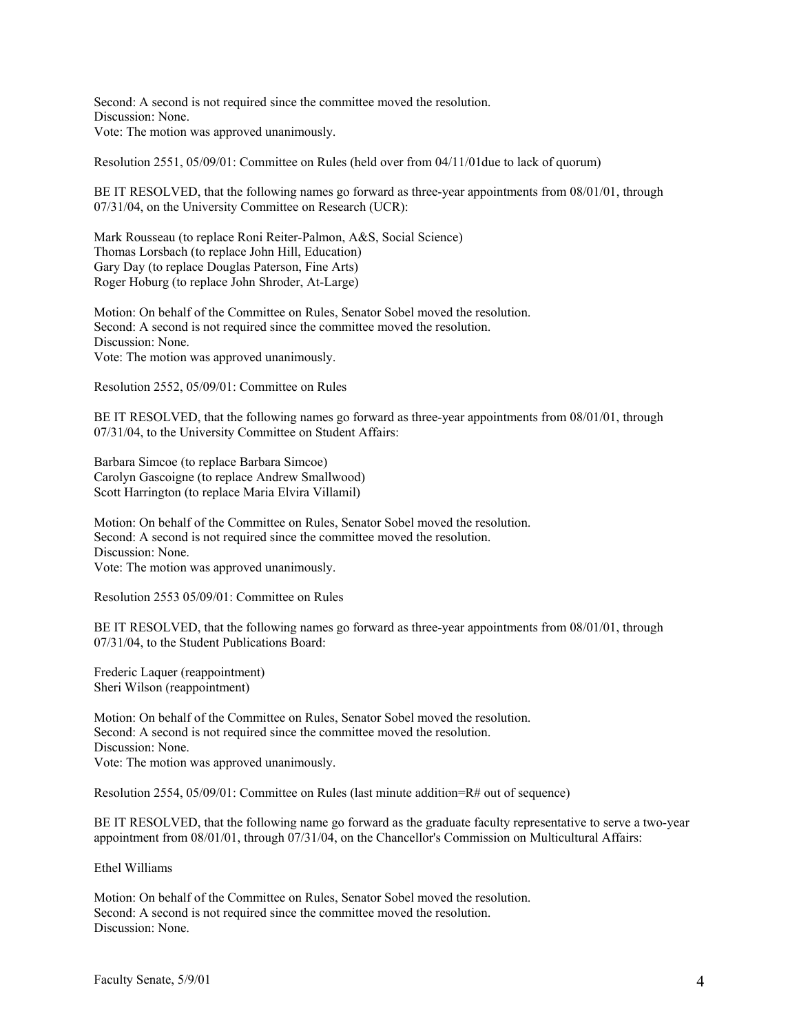Second: A second is not required since the committee moved the resolution.
Discussion: None.
Vote: The motion was approved unanimously.

Resolution 2551, 05/09/01: Committee on Rules (held over from 04/11/01due to lack of quorum)

BE IT RESOLVED, that the following names go forward as three-year appointments from 08/01/01, through 07/31/04, on the University Committee on Research (UCR):

Mark Rousseau (to replace Roni Reiter-Palmon, A&S, Social Science)
Thomas Lorsbach (to replace John Hill, Education)
Gary Day (to replace Douglas Paterson, Fine Arts)
Roger Hoburg (to replace John Shroder, At-Large)

Motion: On behalf of the Committee on Rules, Senator Sobel moved the resolution.
Second: A second is not required since the committee moved the resolution.
Discussion: None.
Vote: The motion was approved unanimously.

Resolution 2552, 05/09/01: Committee on Rules

BE IT RESOLVED, that the following names go forward as three-year appointments from 08/01/01, through 07/31/04, to the University Committee on Student Affairs:

Barbara Simcoe (to replace Barbara Simcoe)
Carolyn Gascoigne (to replace Andrew Smallwood)
Scott Harrington (to replace Maria Elvira Villamil)

Motion: On behalf of the Committee on Rules, Senator Sobel moved the resolution.
Second: A second is not required since the committee moved the resolution.
Discussion: None.
Vote: The motion was approved unanimously.

Resolution 2553 05/09/01: Committee on Rules

BE IT RESOLVED, that the following names go forward as three-year appointments from 08/01/01, through 07/31/04, to the Student Publications Board:

Frederic Laquer (reappointment)
Sheri Wilson (reappointment)

Motion: On behalf of the Committee on Rules, Senator Sobel moved the resolution.
Second: A second is not required since the committee moved the resolution.
Discussion: None.
Vote: The motion was approved unanimously.

Resolution 2554, 05/09/01: Committee on Rules (last minute addition=R# out of sequence)

BE IT RESOLVED, that the following name go forward as the graduate faculty representative to serve a two-year appointment from 08/01/01, through 07/31/04, on the Chancellor's Commission on Multicultural Affairs:

Ethel Williams

Motion: On behalf of the Committee on Rules, Senator Sobel moved the resolution.
Second: A second is not required since the committee moved the resolution.
Discussion: None.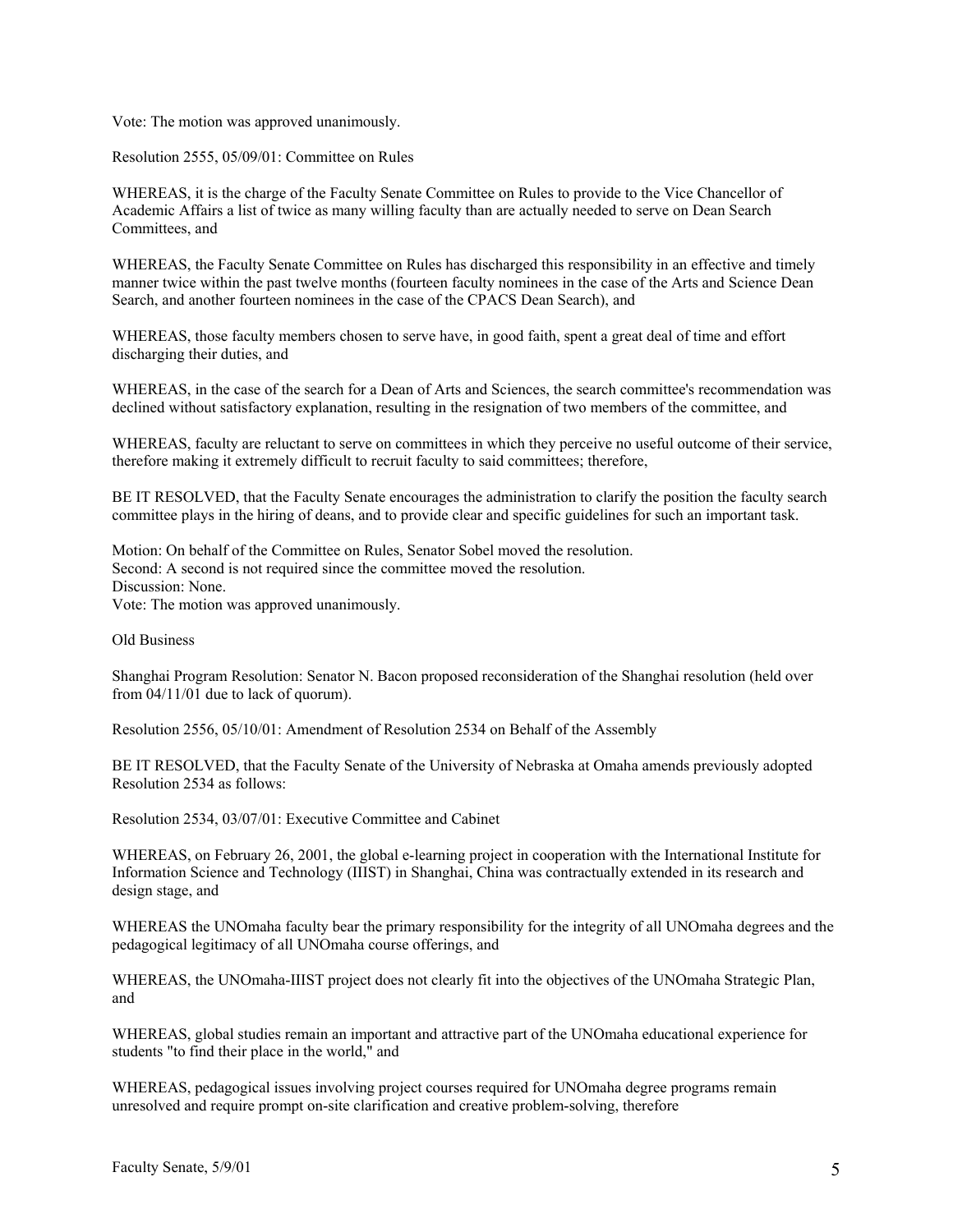Vote: The motion was approved unanimously.

Resolution 2555, 05/09/01: Committee on Rules

WHEREAS, it is the charge of the Faculty Senate Committee on Rules to provide to the Vice Chancellor of Academic Affairs a list of twice as many willing faculty than are actually needed to serve on Dean Search Committees, and

WHEREAS, the Faculty Senate Committee on Rules has discharged this responsibility in an effective and timely manner twice within the past twelve months (fourteen faculty nominees in the case of the Arts and Science Dean Search, and another fourteen nominees in the case of the CPACS Dean Search), and

WHEREAS, those faculty members chosen to serve have, in good faith, spent a great deal of time and effort discharging their duties, and

WHEREAS, in the case of the search for a Dean of Arts and Sciences, the search committee's recommendation was declined without satisfactory explanation, resulting in the resignation of two members of the committee, and

WHEREAS, faculty are reluctant to serve on committees in which they perceive no useful outcome of their service, therefore making it extremely difficult to recruit faculty to said committees; therefore,

BE IT RESOLVED, that the Faculty Senate encourages the administration to clarify the position the faculty search committee plays in the hiring of deans, and to provide clear and specific guidelines for such an important task.

Motion: On behalf of the Committee on Rules, Senator Sobel moved the resolution.
Second: A second is not required since the committee moved the resolution.
Discussion: None.
Vote: The motion was approved unanimously.

Old Business

Shanghai Program Resolution: Senator N. Bacon proposed reconsideration of the Shanghai resolution (held over from 04/11/01 due to lack of quorum).

Resolution 2556, 05/10/01: Amendment of Resolution 2534 on Behalf of the Assembly

BE IT RESOLVED, that the Faculty Senate of the University of Nebraska at Omaha amends previously adopted Resolution 2534 as follows:

Resolution 2534, 03/07/01: Executive Committee and Cabinet

WHEREAS, on February 26, 2001, the global e-learning project in cooperation with the International Institute for Information Science and Technology (IIIST) in Shanghai, China was contractually extended in its research and design stage, and

WHEREAS the UNOmaha faculty bear the primary responsibility for the integrity of all UNOmaha degrees and the pedagogical legitimacy of all UNOmaha course offerings, and

WHEREAS, the UNOmaha-IIIST project does not clearly fit into the objectives of the UNOmaha Strategic Plan, and

WHEREAS, global studies remain an important and attractive part of the UNOmaha educational experience for students "to find their place in the world," and

WHEREAS, pedagogical issues involving project courses required for UNOmaha degree programs remain unresolved and require prompt on-site clarification and creative problem-solving, therefore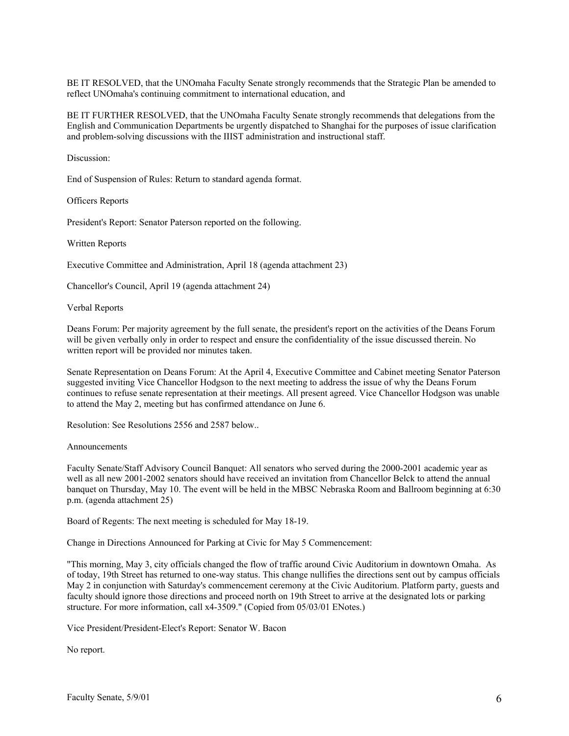BE IT RESOLVED, that the UNOmaha Faculty Senate strongly recommends that the Strategic Plan be amended to reflect UNOmaha's continuing commitment to international education, and

BE IT FURTHER RESOLVED, that the UNOmaha Faculty Senate strongly recommends that delegations from the English and Communication Departments be urgently dispatched to Shanghai for the purposes of issue clarification and problem-solving discussions with the IIIST administration and instructional staff.

Discussion:

End of Suspension of Rules: Return to standard agenda format.

Officers Reports

President's Report: Senator Paterson reported on the following.

Written Reports

Executive Committee and Administration, April 18 (agenda attachment 23)

Chancellor's Council, April 19 (agenda attachment 24)

Verbal Reports

Deans Forum: Per majority agreement by the full senate, the president's report on the activities of the Deans Forum will be given verbally only in order to respect and ensure the confidentiality of the issue discussed therein. No written report will be provided nor minutes taken.

Senate Representation on Deans Forum: At the April 4, Executive Committee and Cabinet meeting Senator Paterson suggested inviting Vice Chancellor Hodgson to the next meeting to address the issue of why the Deans Forum continues to refuse senate representation at their meetings. All present agreed. Vice Chancellor Hodgson was unable to attend the May 2, meeting but has confirmed attendance on June 6.

Resolution: See Resolutions 2556 and 2587 below..

Announcements

Faculty Senate/Staff Advisory Council Banquet: All senators who served during the 2000-2001 academic year as well as all new 2001-2002 senators should have received an invitation from Chancellor Belck to attend the annual banquet on Thursday, May 10. The event will be held in the MBSC Nebraska Room and Ballroom beginning at 6:30 p.m. (agenda attachment 25)

Board of Regents: The next meeting is scheduled for May 18-19.

Change in Directions Announced for Parking at Civic for May 5 Commencement:

"This morning, May 3, city officials changed the flow of traffic around Civic Auditorium in downtown Omaha. As of today, 19th Street has returned to one-way status. This change nullifies the directions sent out by campus officials May 2 in conjunction with Saturday's commencement ceremony at the Civic Auditorium. Platform party, guests and faculty should ignore those directions and proceed north on 19th Street to arrive at the designated lots or parking structure. For more information, call x4-3509." (Copied from 05/03/01 ENotes.)

Vice President/President-Elect's Report: Senator W. Bacon

No report.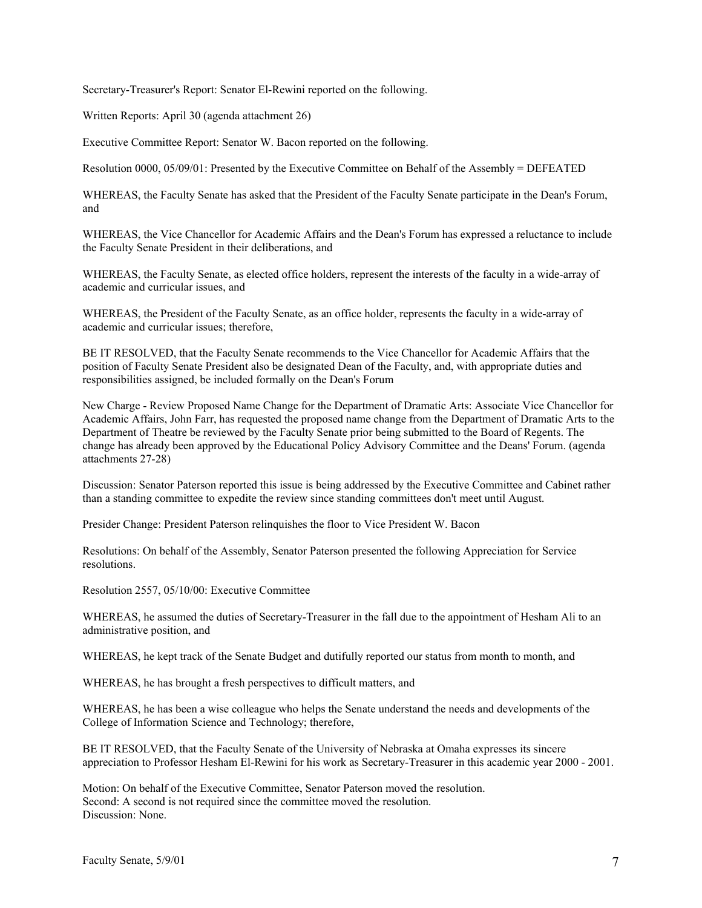Secretary-Treasurer's Report: Senator El-Rewini reported on the following.

Written Reports: April 30 (agenda attachment 26)

Executive Committee Report: Senator W. Bacon reported on the following.

Resolution 0000, 05/09/01: Presented by the Executive Committee on Behalf of the Assembly = DEFEATED

WHEREAS, the Faculty Senate has asked that the President of the Faculty Senate participate in the Dean's Forum, and

WHEREAS, the Vice Chancellor for Academic Affairs and the Dean's Forum has expressed a reluctance to include the Faculty Senate President in their deliberations, and

WHEREAS, the Faculty Senate, as elected office holders, represent the interests of the faculty in a wide-array of academic and curricular issues, and

WHEREAS, the President of the Faculty Senate, as an office holder, represents the faculty in a wide-array of academic and curricular issues; therefore,

BE IT RESOLVED, that the Faculty Senate recommends to the Vice Chancellor for Academic Affairs that the position of Faculty Senate President also be designated Dean of the Faculty, and, with appropriate duties and responsibilities assigned, be included formally on the Dean's Forum

New Charge - Review Proposed Name Change for the Department of Dramatic Arts: Associate Vice Chancellor for Academic Affairs, John Farr, has requested the proposed name change from the Department of Dramatic Arts to the Department of Theatre be reviewed by the Faculty Senate prior being submitted to the Board of Regents. The change has already been approved by the Educational Policy Advisory Committee and the Deans' Forum. (agenda attachments 27-28)

Discussion: Senator Paterson reported this issue is being addressed by the Executive Committee and Cabinet rather than a standing committee to expedite the review since standing committees don't meet until August.

Presider Change: President Paterson relinquishes the floor to Vice President W. Bacon

Resolutions: On behalf of the Assembly, Senator Paterson presented the following Appreciation for Service resolutions.

Resolution 2557, 05/10/00: Executive Committee

WHEREAS, he assumed the duties of Secretary-Treasurer in the fall due to the appointment of Hesham Ali to an administrative position, and

WHEREAS, he kept track of the Senate Budget and dutifully reported our status from month to month, and

WHEREAS, he has brought a fresh perspectives to difficult matters, and

WHEREAS, he has been a wise colleague who helps the Senate understand the needs and developments of the College of Information Science and Technology; therefore,

BE IT RESOLVED, that the Faculty Senate of the University of Nebraska at Omaha expresses its sincere appreciation to Professor Hesham El-Rewini for his work as Secretary-Treasurer in this academic year 2000 - 2001.

Motion: On behalf of the Executive Committee, Senator Paterson moved the resolution.
Second: A second is not required since the committee moved the resolution.
Discussion: None.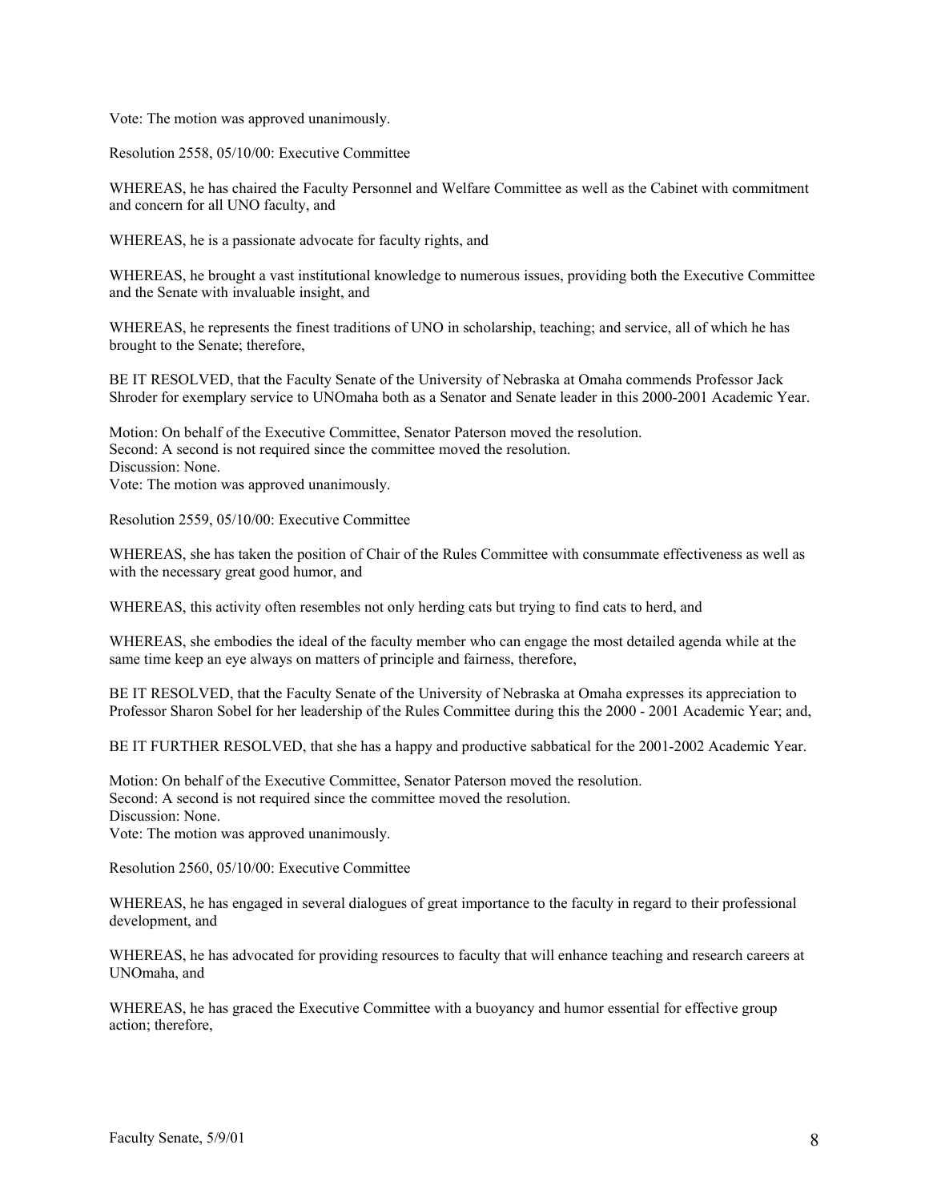Vote: The motion was approved unanimously.

Resolution 2558, 05/10/00: Executive Committee

WHEREAS, he has chaired the Faculty Personnel and Welfare Committee as well as the Cabinet with commitment and concern for all UNO faculty, and

WHEREAS, he is a passionate advocate for faculty rights, and

WHEREAS, he brought a vast institutional knowledge to numerous issues, providing both the Executive Committee and the Senate with invaluable insight, and

WHEREAS, he represents the finest traditions of UNO in scholarship, teaching; and service, all of which he has brought to the Senate; therefore,

BE IT RESOLVED, that the Faculty Senate of the University of Nebraska at Omaha commends Professor Jack Shroder for exemplary service to UNOmaha both as a Senator and Senate leader in this 2000-2001 Academic Year.

Motion: On behalf of the Executive Committee, Senator Paterson moved the resolution.
Second: A second is not required since the committee moved the resolution.
Discussion: None.
Vote: The motion was approved unanimously.

Resolution 2559, 05/10/00: Executive Committee

WHEREAS, she has taken the position of Chair of the Rules Committee with consummate effectiveness as well as with the necessary great good humor, and

WHEREAS, this activity often resembles not only herding cats but trying to find cats to herd, and

WHEREAS, she embodies the ideal of the faculty member who can engage the most detailed agenda while at the same time keep an eye always on matters of principle and fairness, therefore,

BE IT RESOLVED, that the Faculty Senate of the University of Nebraska at Omaha expresses its appreciation to Professor Sharon Sobel for her leadership of the Rules Committee during this the 2000 - 2001 Academic Year; and,

BE IT FURTHER RESOLVED, that she has a happy and productive sabbatical for the 2001-2002 Academic Year.

Motion: On behalf of the Executive Committee, Senator Paterson moved the resolution.
Second: A second is not required since the committee moved the resolution.
Discussion: None.
Vote: The motion was approved unanimously.

Resolution 2560, 05/10/00: Executive Committee

WHEREAS, he has engaged in several dialogues of great importance to the faculty in regard to their professional development, and

WHEREAS, he has advocated for providing resources to faculty that will enhance teaching and research careers at UNOmaha, and

WHEREAS, he has graced the Executive Committee with a buoyancy and humor essential for effective group action; therefore,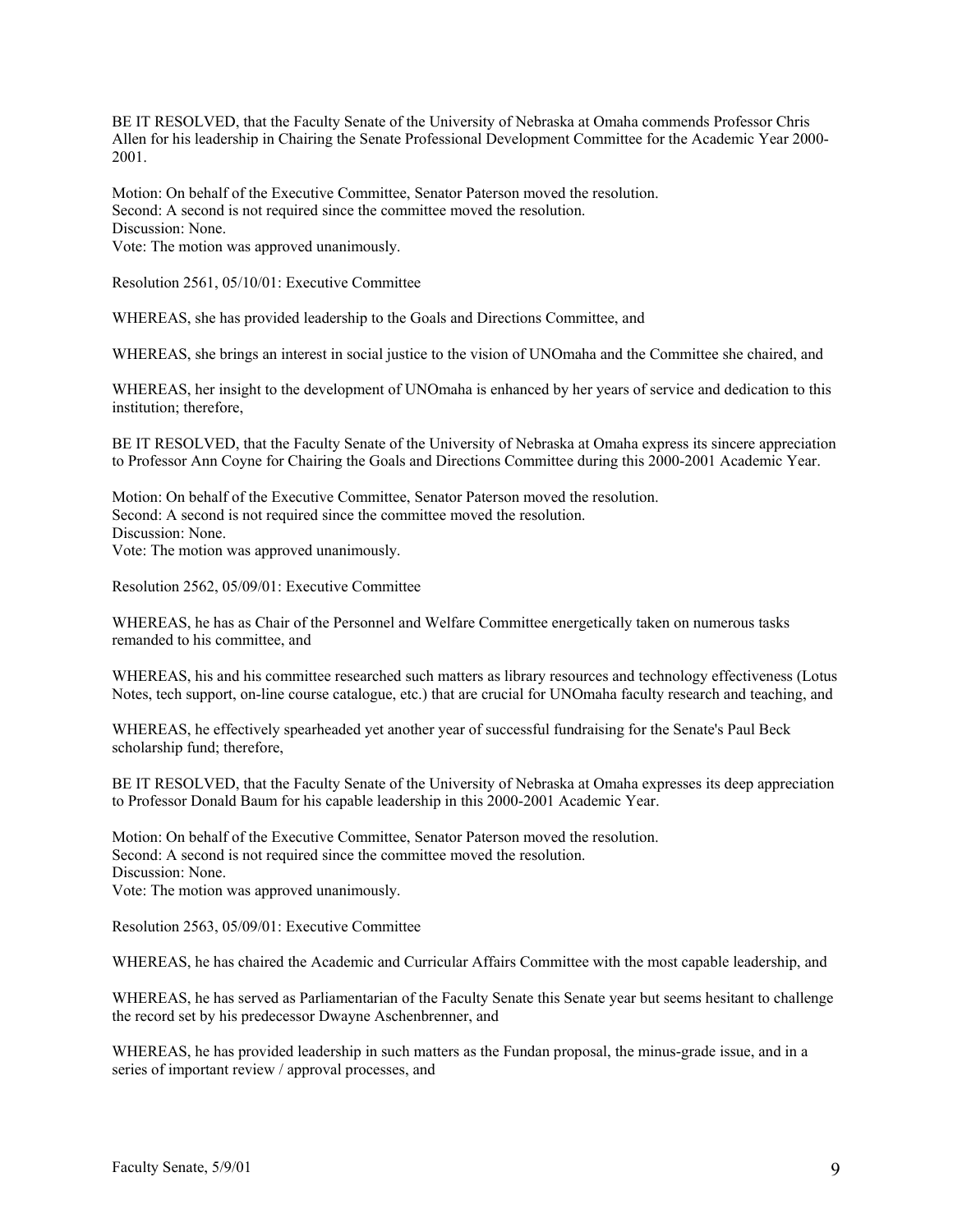BE IT RESOLVED, that the Faculty Senate of the University of Nebraska at Omaha commends Professor Chris Allen for his leadership in Chairing the Senate Professional Development Committee for the Academic Year 2000-2001.

Motion: On behalf of the Executive Committee, Senator Paterson moved the resolution.
Second: A second is not required since the committee moved the resolution.
Discussion: None.
Vote: The motion was approved unanimously.

Resolution 2561, 05/10/01: Executive Committee

WHEREAS, she has provided leadership to the Goals and Directions Committee, and

WHEREAS, she brings an interest in social justice to the vision of UNOmaha and the Committee she chaired, and

WHEREAS, her insight to the development of UNOmaha is enhanced by her years of service and dedication to this institution; therefore,

BE IT RESOLVED, that the Faculty Senate of the University of Nebraska at Omaha express its sincere appreciation to Professor Ann Coyne for Chairing the Goals and Directions Committee during this 2000-2001 Academic Year.

Motion: On behalf of the Executive Committee, Senator Paterson moved the resolution.
Second: A second is not required since the committee moved the resolution.
Discussion: None.
Vote: The motion was approved unanimously.

Resolution 2562, 05/09/01: Executive Committee

WHEREAS, he has as Chair of the Personnel and Welfare Committee energetically taken on numerous tasks remanded to his committee, and

WHEREAS, his and his committee researched such matters as library resources and technology effectiveness (Lotus Notes, tech support, on-line course catalogue, etc.) that are crucial for UNOmaha faculty research and teaching, and

WHEREAS, he effectively spearheaded yet another year of successful fundraising for the Senate's Paul Beck scholarship fund; therefore,

BE IT RESOLVED, that the Faculty Senate of the University of Nebraska at Omaha expresses its deep appreciation to Professor Donald Baum for his capable leadership in this 2000-2001 Academic Year.

Motion: On behalf of the Executive Committee, Senator Paterson moved the resolution.
Second: A second is not required since the committee moved the resolution.
Discussion: None.
Vote: The motion was approved unanimously.

Resolution 2563, 05/09/01: Executive Committee

WHEREAS, he has chaired the Academic and Curricular Affairs Committee with the most capable leadership, and

WHEREAS, he has served as Parliamentarian of the Faculty Senate this Senate year but seems hesitant to challenge the record set by his predecessor Dwayne Aschenbrenner, and

WHEREAS, he has provided leadership in such matters as the Fundan proposal, the minus-grade issue, and in a series of important review / approval processes, and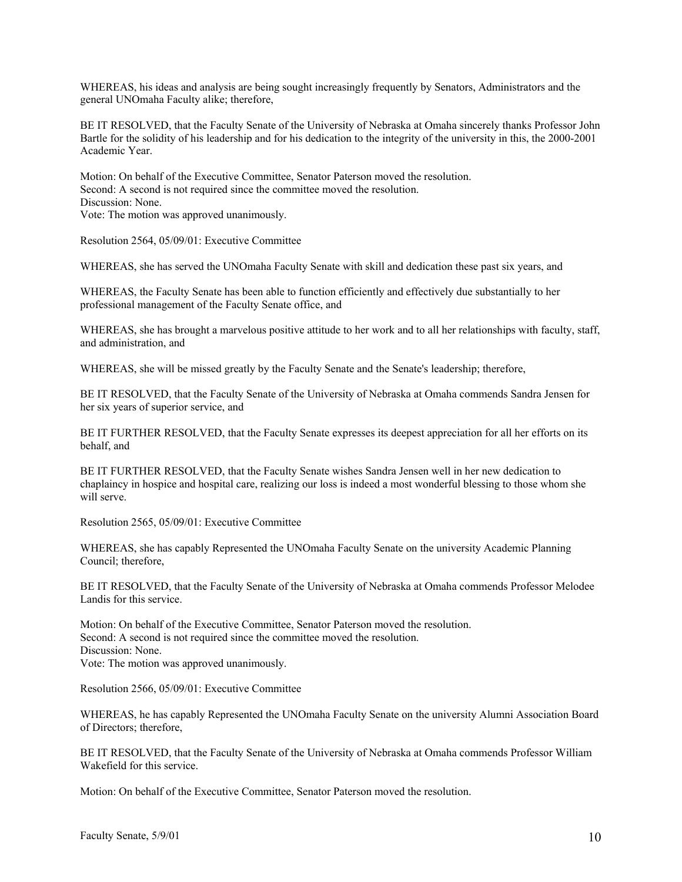WHEREAS, his ideas and analysis are being sought increasingly frequently by Senators, Administrators and the general UNOmaha Faculty alike; therefore,

BE IT RESOLVED, that the Faculty Senate of the University of Nebraska at Omaha sincerely thanks Professor John Bartle for the solidity of his leadership and for his dedication to the integrity of the university in this, the 2000-2001 Academic Year.

Motion: On behalf of the Executive Committee, Senator Paterson moved the resolution.
Second: A second is not required since the committee moved the resolution.
Discussion: None.
Vote: The motion was approved unanimously.

Resolution 2564, 05/09/01: Executive Committee

WHEREAS, she has served the UNOmaha Faculty Senate with skill and dedication these past six years, and

WHEREAS, the Faculty Senate has been able to function efficiently and effectively due substantially to her professional management of the Faculty Senate office, and

WHEREAS, she has brought a marvelous positive attitude to her work and to all her relationships with faculty, staff, and administration, and

WHEREAS, she will be missed greatly by the Faculty Senate and the Senate's leadership; therefore,

BE IT RESOLVED, that the Faculty Senate of the University of Nebraska at Omaha commends Sandra Jensen for her six years of superior service, and

BE IT FURTHER RESOLVED, that the Faculty Senate expresses its deepest appreciation for all her efforts on its behalf, and

BE IT FURTHER RESOLVED, that the Faculty Senate wishes Sandra Jensen well in her new dedication to chaplaincy in hospice and hospital care, realizing our loss is indeed a most wonderful blessing to those whom she will serve.

Resolution 2565, 05/09/01: Executive Committee

WHEREAS, she has capably Represented the UNOmaha Faculty Senate on the university Academic Planning Council; therefore,

BE IT RESOLVED, that the Faculty Senate of the University of Nebraska at Omaha commends Professor Melodee Landis for this service.

Motion: On behalf of the Executive Committee, Senator Paterson moved the resolution.
Second: A second is not required since the committee moved the resolution.
Discussion: None.
Vote: The motion was approved unanimously.

Resolution 2566, 05/09/01: Executive Committee

WHEREAS, he has capably Represented the UNOmaha Faculty Senate on the university Alumni Association Board of Directors; therefore,

BE IT RESOLVED, that the Faculty Senate of the University of Nebraska at Omaha commends Professor William Wakefield for this service.

Motion: On behalf of the Executive Committee, Senator Paterson moved the resolution.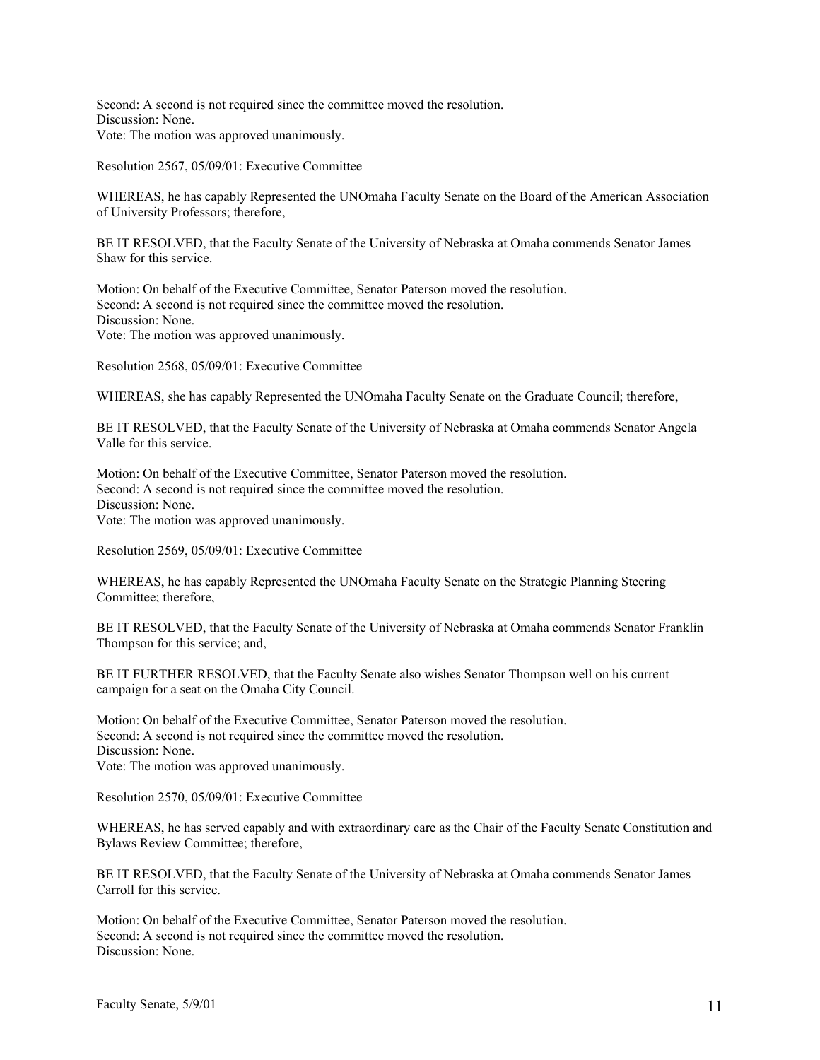Second: A second is not required since the committee moved the resolution.
Discussion: None.
Vote: The motion was approved unanimously.

Resolution 2567, 05/09/01: Executive Committee

WHEREAS, he has capably Represented the UNOmaha Faculty Senate on the Board of the American Association of University Professors; therefore,

BE IT RESOLVED, that the Faculty Senate of the University of Nebraska at Omaha commends Senator James Shaw for this service.

Motion: On behalf of the Executive Committee, Senator Paterson moved the resolution.
Second: A second is not required since the committee moved the resolution.
Discussion: None.
Vote: The motion was approved unanimously.

Resolution 2568, 05/09/01: Executive Committee

WHEREAS, she has capably Represented the UNOmaha Faculty Senate on the Graduate Council; therefore,

BE IT RESOLVED, that the Faculty Senate of the University of Nebraska at Omaha commends Senator Angela Valle for this service.

Motion: On behalf of the Executive Committee, Senator Paterson moved the resolution.
Second: A second is not required since the committee moved the resolution.
Discussion: None.
Vote: The motion was approved unanimously.

Resolution 2569, 05/09/01: Executive Committee

WHEREAS, he has capably Represented the UNOmaha Faculty Senate on the Strategic Planning Steering Committee; therefore,

BE IT RESOLVED, that the Faculty Senate of the University of Nebraska at Omaha commends Senator Franklin Thompson for this service; and,

BE IT FURTHER RESOLVED, that the Faculty Senate also wishes Senator Thompson well on his current campaign for a seat on the Omaha City Council.

Motion: On behalf of the Executive Committee, Senator Paterson moved the resolution.
Second: A second is not required since the committee moved the resolution.
Discussion: None.
Vote: The motion was approved unanimously.

Resolution 2570, 05/09/01: Executive Committee

WHEREAS, he has served capably and with extraordinary care as the Chair of the Faculty Senate Constitution and Bylaws Review Committee; therefore,

BE IT RESOLVED, that the Faculty Senate of the University of Nebraska at Omaha commends Senator James Carroll for this service.

Motion: On behalf of the Executive Committee, Senator Paterson moved the resolution.
Second: A second is not required since the committee moved the resolution.
Discussion: None.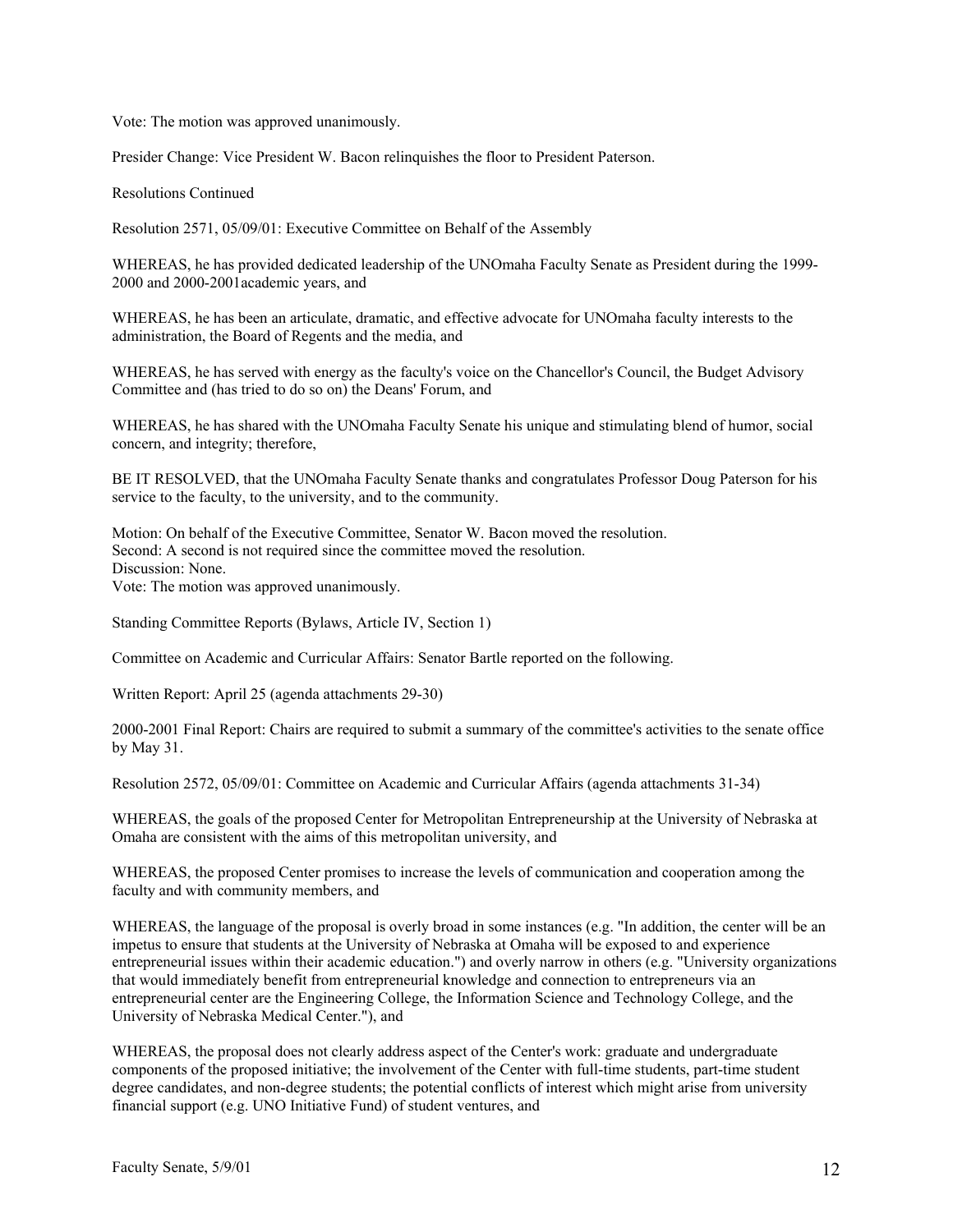Vote: The motion was approved unanimously.

Presider Change: Vice President W. Bacon relinquishes the floor to President Paterson.

Resolutions Continued

Resolution 2571, 05/09/01: Executive Committee on Behalf of the Assembly

WHEREAS, he has provided dedicated leadership of the UNOmaha Faculty Senate as President during the 1999-2000 and 2000-2001academic years, and

WHEREAS, he has been an articulate, dramatic, and effective advocate for UNOmaha faculty interests to the administration, the Board of Regents and the media, and

WHEREAS, he has served with energy as the faculty's voice on the Chancellor's Council, the Budget Advisory Committee and (has tried to do so on) the Deans' Forum, and

WHEREAS, he has shared with the UNOmaha Faculty Senate his unique and stimulating blend of humor, social concern, and integrity; therefore,

BE IT RESOLVED, that the UNOmaha Faculty Senate thanks and congratulates Professor Doug Paterson for his service to the faculty, to the university, and to the community.

Motion: On behalf of the Executive Committee, Senator W. Bacon moved the resolution.
Second: A second is not required since the committee moved the resolution.
Discussion: None.
Vote: The motion was approved unanimously.

Standing Committee Reports (Bylaws, Article IV, Section 1)

Committee on Academic and Curricular Affairs: Senator Bartle reported on the following.

Written Report: April 25 (agenda attachments 29-30)

2000-2001 Final Report: Chairs are required to submit a summary of the committee's activities to the senate office by May 31.

Resolution 2572, 05/09/01: Committee on Academic and Curricular Affairs (agenda attachments 31-34)

WHEREAS, the goals of the proposed Center for Metropolitan Entrepreneurship at the University of Nebraska at Omaha are consistent with the aims of this metropolitan university, and

WHEREAS, the proposed Center promises to increase the levels of communication and cooperation among the faculty and with community members, and

WHEREAS, the language of the proposal is overly broad in some instances (e.g. "In addition, the center will be an impetus to ensure that students at the University of Nebraska at Omaha will be exposed to and experience entrepreneurial issues within their academic education.") and overly narrow in others (e.g. "University organizations that would immediately benefit from entrepreneurial knowledge and connection to entrepreneurs via an entrepreneurial center are the Engineering College, the Information Science and Technology College, and the University of Nebraska Medical Center."), and

WHEREAS, the proposal does not clearly address aspect of the Center's work: graduate and undergraduate components of the proposed initiative; the involvement of the Center with full-time students, part-time student degree candidates, and non-degree students; the potential conflicts of interest which might arise from university financial support (e.g. UNO Initiative Fund) of student ventures, and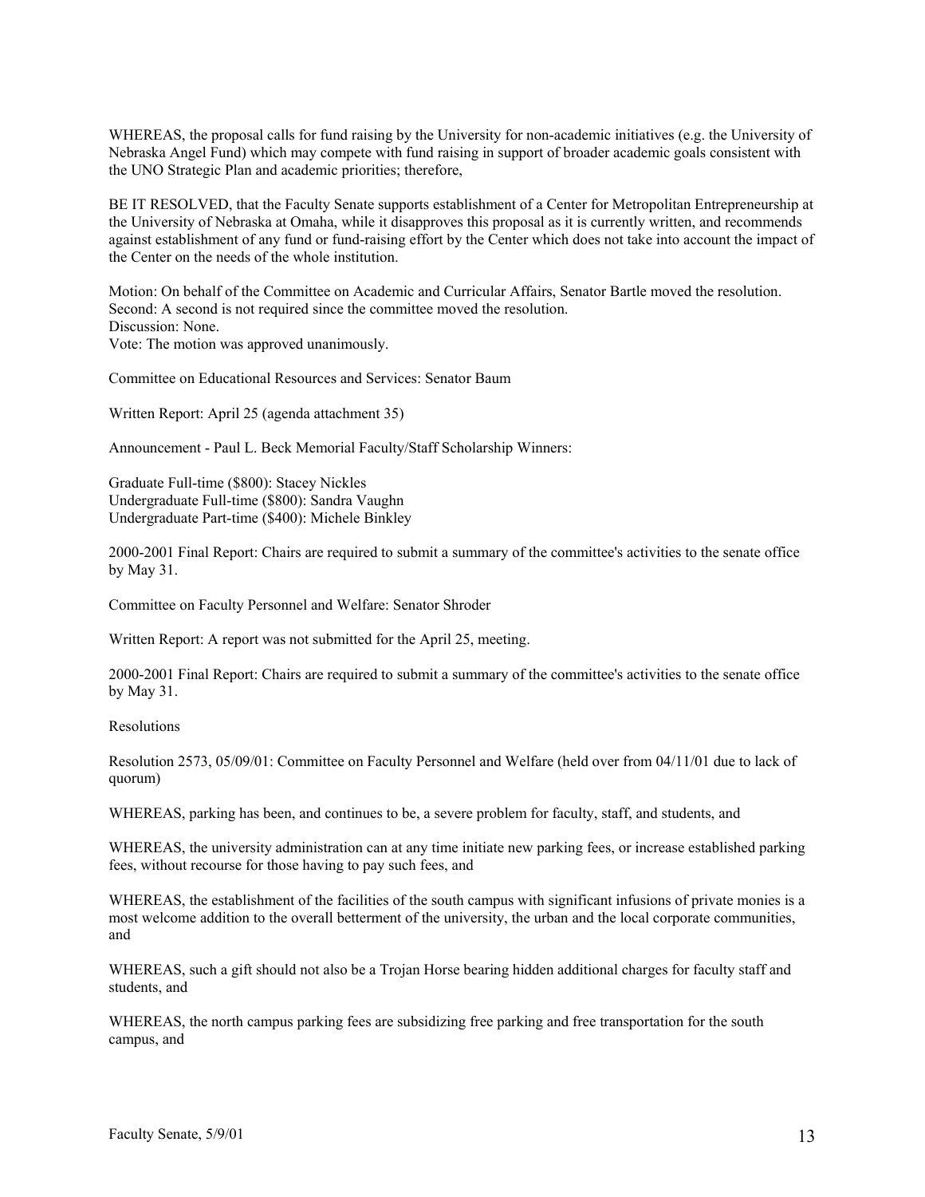WHEREAS, the proposal calls for fund raising by the University for non-academic initiatives (e.g. the University of Nebraska Angel Fund) which may compete with fund raising in support of broader academic goals consistent with the UNO Strategic Plan and academic priorities; therefore,

BE IT RESOLVED, that the Faculty Senate supports establishment of a Center for Metropolitan Entrepreneurship at the University of Nebraska at Omaha, while it disapproves this proposal as it is currently written, and recommends against establishment of any fund or fund-raising effort by the Center which does not take into account the impact of the Center on the needs of the whole institution.

Motion: On behalf of the Committee on Academic and Curricular Affairs, Senator Bartle moved the resolution.
Second: A second is not required since the committee moved the resolution.
Discussion: None.
Vote: The motion was approved unanimously.

Committee on Educational Resources and Services: Senator Baum

Written Report: April 25 (agenda attachment 35)

Announcement - Paul L. Beck Memorial Faculty/Staff Scholarship Winners:

Graduate Full-time ($800): Stacey Nickles
Undergraduate Full-time ($800): Sandra Vaughn
Undergraduate Part-time ($400): Michele Binkley

2000-2001 Final Report: Chairs are required to submit a summary of the committee's activities to the senate office by May 31.

Committee on Faculty Personnel and Welfare: Senator Shroder

Written Report: A report was not submitted for the April 25, meeting.

2000-2001 Final Report: Chairs are required to submit a summary of the committee's activities to the senate office by May 31.

Resolutions

Resolution 2573, 05/09/01: Committee on Faculty Personnel and Welfare (held over from 04/11/01 due to lack of quorum)

WHEREAS, parking has been, and continues to be, a severe problem for faculty, staff, and students, and

WHEREAS, the university administration can at any time initiate new parking fees, or increase established parking fees, without recourse for those having to pay such fees, and

WHEREAS, the establishment of the facilities of the south campus with significant infusions of private monies is a most welcome addition to the overall betterment of the university, the urban and the local corporate communities, and

WHEREAS, such a gift should not also be a Trojan Horse bearing hidden additional charges for faculty staff and students, and

WHEREAS, the north campus parking fees are subsidizing free parking and free transportation for the south campus, and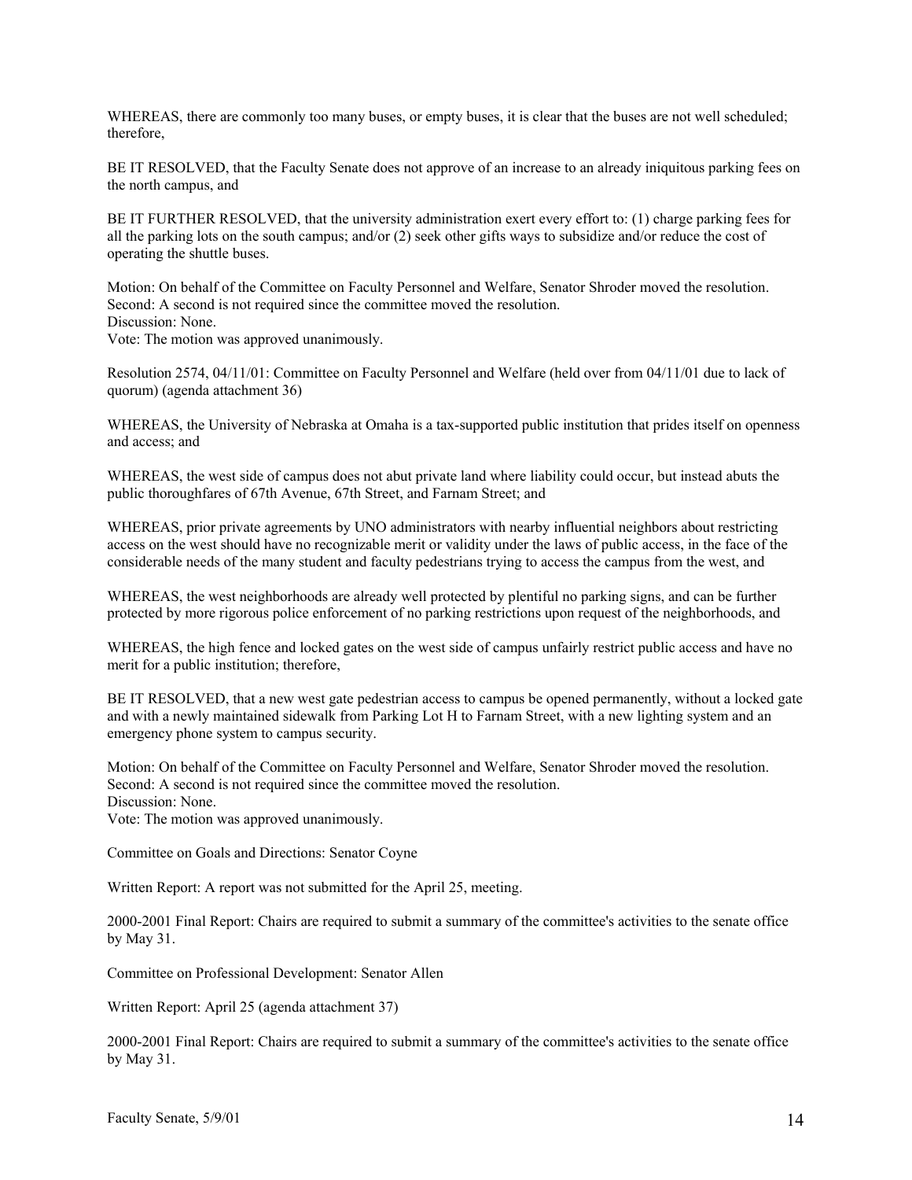WHEREAS, there are commonly too many buses, or empty buses, it is clear that the buses are not well scheduled; therefore,

BE IT RESOLVED, that the Faculty Senate does not approve of an increase to an already iniquitous parking fees on the north campus, and

BE IT FURTHER RESOLVED, that the university administration exert every effort to: (1) charge parking fees for all the parking lots on the south campus; and/or (2) seek other gifts ways to subsidize and/or reduce the cost of operating the shuttle buses.

Motion: On behalf of the Committee on Faculty Personnel and Welfare, Senator Shroder moved the resolution.
Second: A second is not required since the committee moved the resolution.
Discussion: None.
Vote: The motion was approved unanimously.

Resolution 2574, 04/11/01: Committee on Faculty Personnel and Welfare (held over from 04/11/01 due to lack of quorum) (agenda attachment 36)

WHEREAS, the University of Nebraska at Omaha is a tax-supported public institution that prides itself on openness and access; and

WHEREAS, the west side of campus does not abut private land where liability could occur, but instead abuts the public thoroughfares of 67th Avenue, 67th Street, and Farnam Street; and

WHEREAS, prior private agreements by UNO administrators with nearby influential neighbors about restricting access on the west should have no recognizable merit or validity under the laws of public access, in the face of the considerable needs of the many student and faculty pedestrians trying to access the campus from the west, and

WHEREAS, the west neighborhoods are already well protected by plentiful no parking signs, and can be further protected by more rigorous police enforcement of no parking restrictions upon request of the neighborhoods, and

WHEREAS, the high fence and locked gates on the west side of campus unfairly restrict public access and have no merit for a public institution; therefore,

BE IT RESOLVED, that a new west gate pedestrian access to campus be opened permanently, without a locked gate and with a newly maintained sidewalk from Parking Lot H to Farnam Street, with a new lighting system and an emergency phone system to campus security.

Motion: On behalf of the Committee on Faculty Personnel and Welfare, Senator Shroder moved the resolution.
Second: A second is not required since the committee moved the resolution.
Discussion: None.
Vote: The motion was approved unanimously.

Committee on Goals and Directions: Senator Coyne

Written Report: A report was not submitted for the April 25, meeting.

2000-2001 Final Report: Chairs are required to submit a summary of the committee's activities to the senate office by May 31.

Committee on Professional Development: Senator Allen

Written Report: April 25 (agenda attachment 37)

2000-2001 Final Report: Chairs are required to submit a summary of the committee's activities to the senate office by May 31.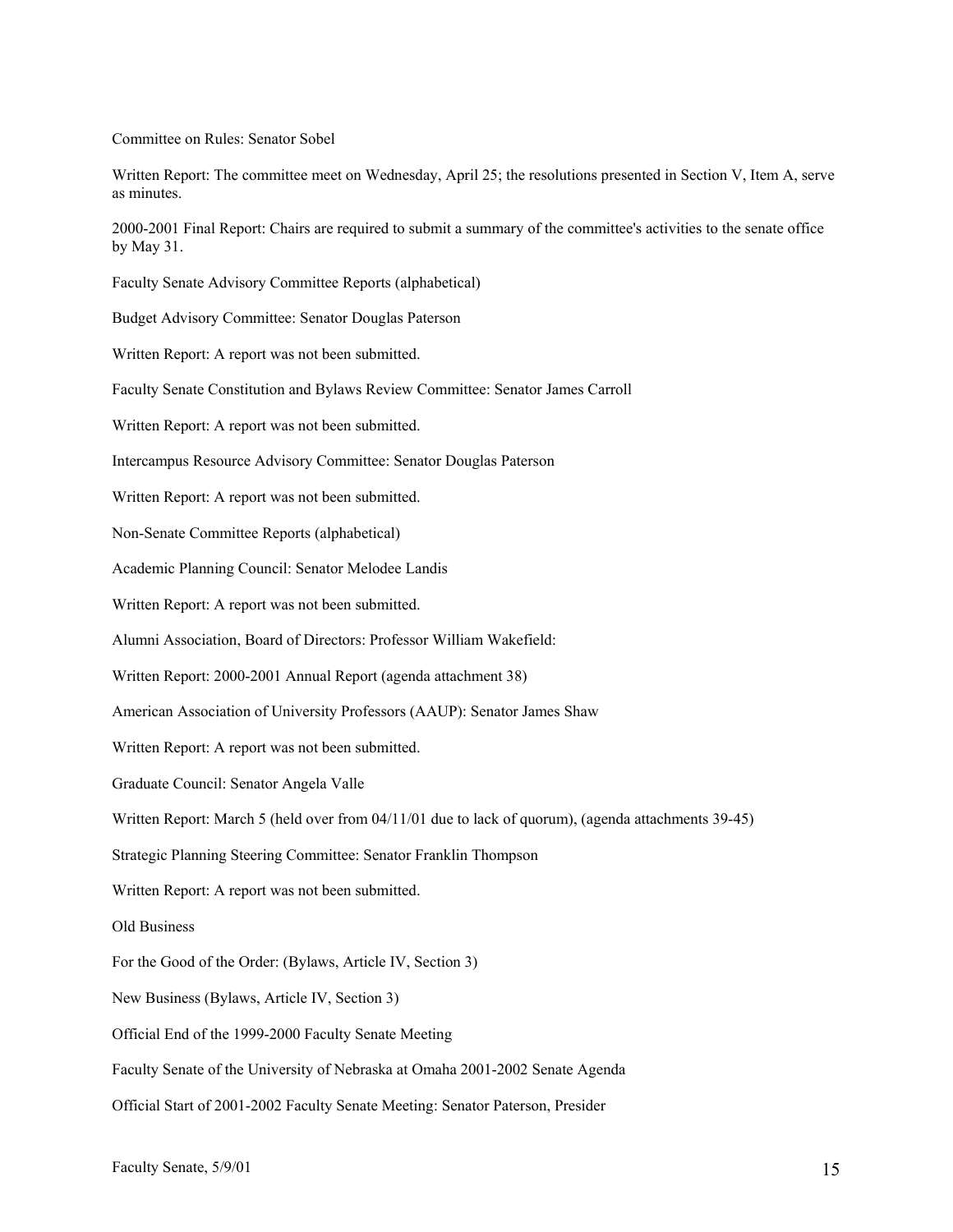Committee on Rules: Senator Sobel

Written Report: The committee meet on Wednesday, April 25; the resolutions presented in Section V, Item A, serve as minutes.

2000-2001 Final Report: Chairs are required to submit a summary of the committee's activities to the senate office by May 31.

Faculty Senate Advisory Committee Reports (alphabetical)

Budget Advisory Committee: Senator Douglas Paterson

Written Report: A report was not been submitted.

Faculty Senate Constitution and Bylaws Review Committee: Senator James Carroll

Written Report: A report was not been submitted.

Intercampus Resource Advisory Committee: Senator Douglas Paterson

Written Report: A report was not been submitted.

Non-Senate Committee Reports (alphabetical)

Academic Planning Council: Senator Melodee Landis

Written Report: A report was not been submitted.

Alumni Association, Board of Directors: Professor William Wakefield:

Written Report: 2000-2001 Annual Report (agenda attachment 38)

American Association of University Professors (AAUP): Senator James Shaw

Written Report: A report was not been submitted.

Graduate Council: Senator Angela Valle

Written Report: March 5 (held over from 04/11/01 due to lack of quorum), (agenda attachments 39-45)

Strategic Planning Steering Committee: Senator Franklin Thompson

Written Report: A report was not been submitted.

Old Business

For the Good of the Order: (Bylaws, Article IV, Section 3)

New Business (Bylaws, Article IV, Section 3)

Official End of the 1999-2000 Faculty Senate Meeting

Faculty Senate of the University of Nebraska at Omaha 2001-2002 Senate Agenda

Official Start of 2001-2002 Faculty Senate Meeting: Senator Paterson, Presider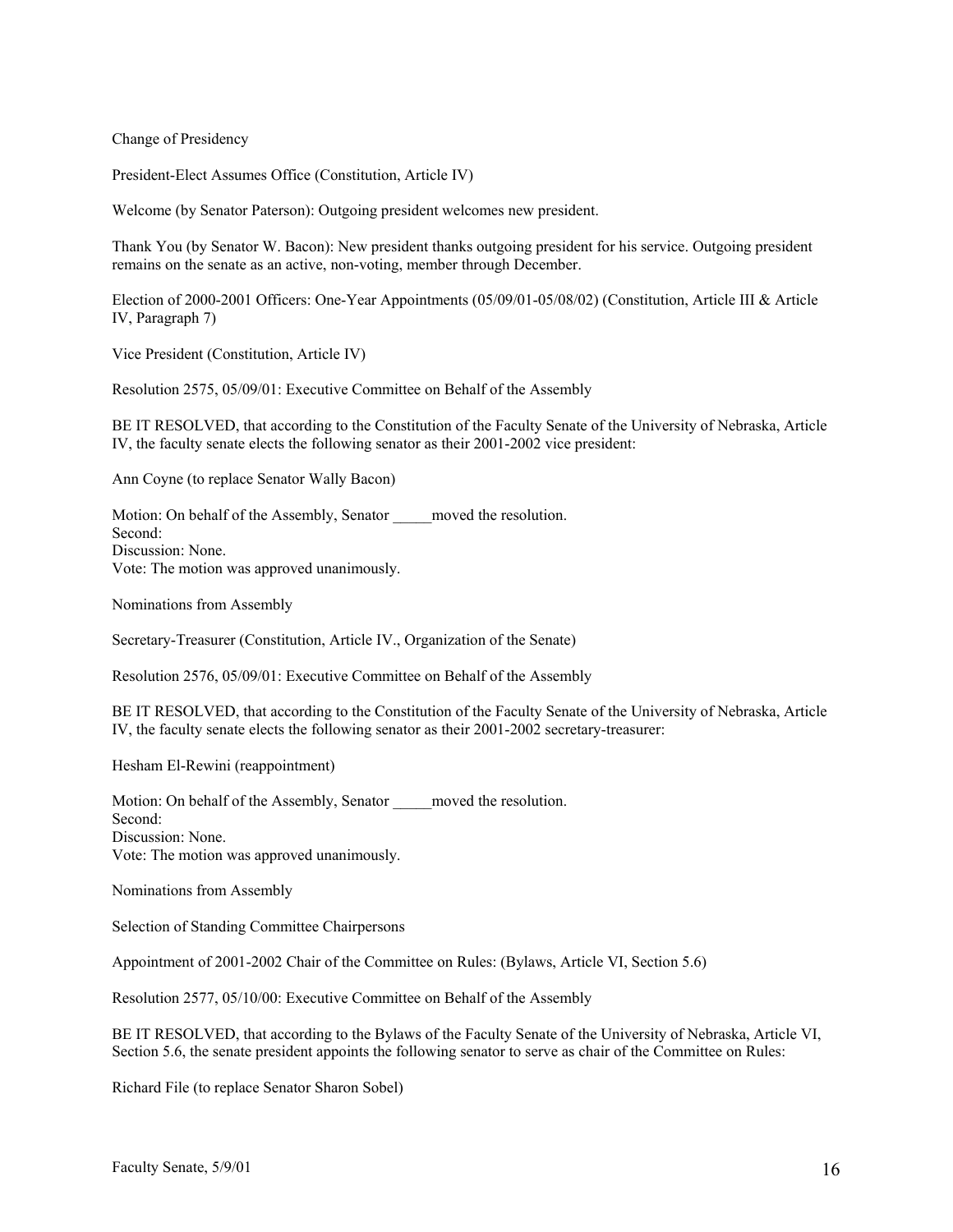Change of Presidency

President-Elect Assumes Office (Constitution, Article IV)

Welcome (by Senator Paterson): Outgoing president welcomes new president.

Thank You (by Senator W. Bacon): New president thanks outgoing president for his service. Outgoing president remains on the senate as an active, non-voting, member through December.

Election of 2000-2001 Officers: One-Year Appointments (05/09/01-05/08/02) (Constitution, Article III & Article IV, Paragraph 7)

Vice President (Constitution, Article IV)

Resolution 2575, 05/09/01: Executive Committee on Behalf of the Assembly

BE IT RESOLVED, that according to the Constitution of the Faculty Senate of the University of Nebraska, Article IV, the faculty senate elects the following senator as their 2001-2002 vice president:

Ann Coyne (to replace Senator Wally Bacon)

Motion: On behalf of the Assembly, Senator _____moved the resolution.
Second:
Discussion: None.
Vote: The motion was approved unanimously.

Nominations from Assembly

Secretary-Treasurer (Constitution, Article IV., Organization of the Senate)

Resolution 2576, 05/09/01: Executive Committee on Behalf of the Assembly

BE IT RESOLVED, that according to the Constitution of the Faculty Senate of the University of Nebraska, Article IV, the faculty senate elects the following senator as their 2001-2002 secretary-treasurer:

Hesham El-Rewini (reappointment)

Motion: On behalf of the Assembly, Senator _____moved the resolution.
Second:
Discussion: None.
Vote: The motion was approved unanimously.

Nominations from Assembly

Selection of Standing Committee Chairpersons

Appointment of 2001-2002 Chair of the Committee on Rules: (Bylaws, Article VI, Section 5.6)

Resolution 2577, 05/10/00: Executive Committee on Behalf of the Assembly

BE IT RESOLVED, that according to the Bylaws of the Faculty Senate of the University of Nebraska, Article VI, Section 5.6, the senate president appoints the following senator to serve as chair of the Committee on Rules:

Richard File (to replace Senator Sharon Sobel)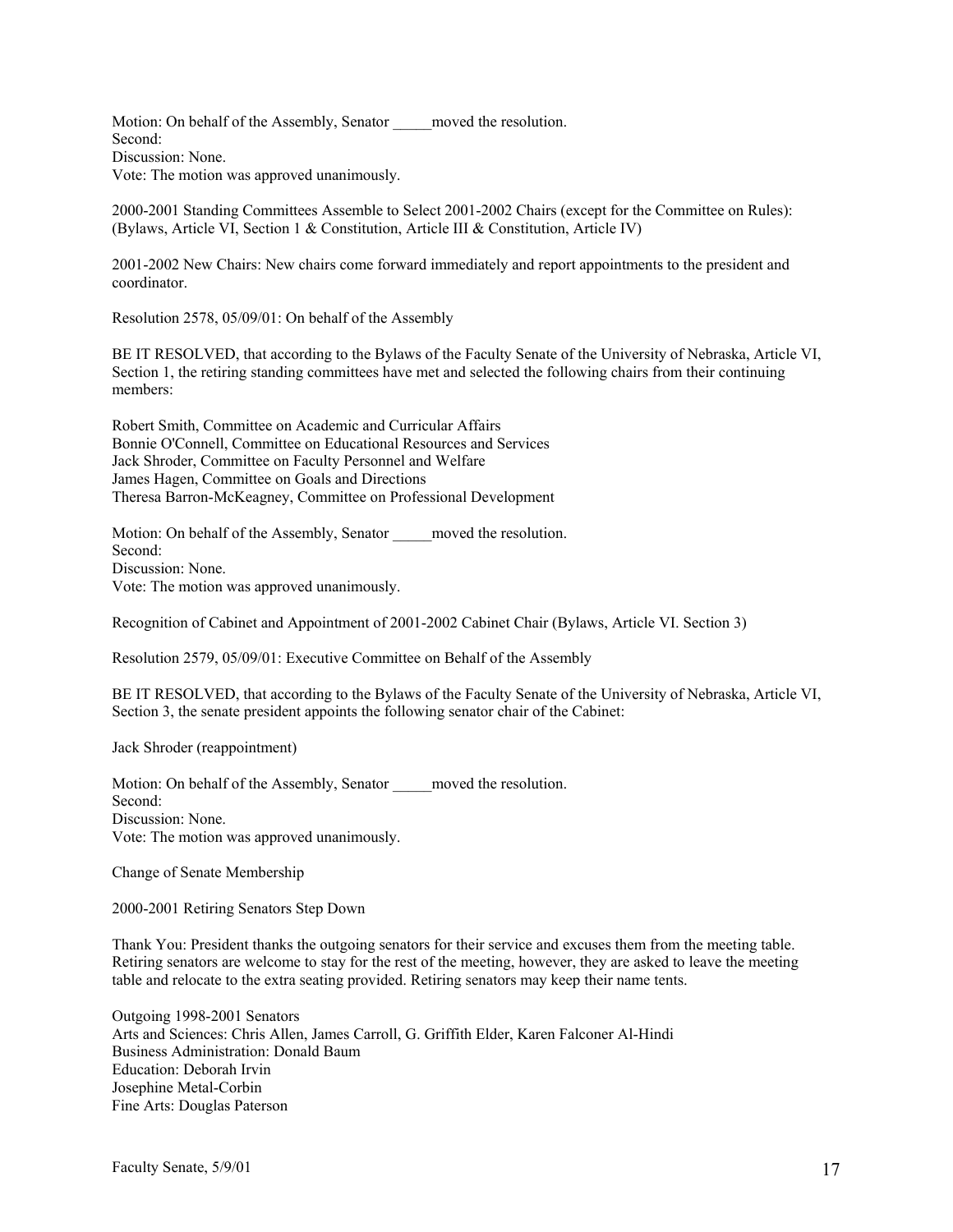Motion: On behalf of the Assembly, Senator _____moved the resolution.
Second:
Discussion: None.
Vote: The motion was approved unanimously.

2000-2001 Standing Committees Assemble to Select 2001-2002 Chairs (except for the Committee on Rules): (Bylaws, Article VI, Section 1 & Constitution, Article III & Constitution, Article IV)

2001-2002 New Chairs: New chairs come forward immediately and report appointments to the president and coordinator.

Resolution 2578, 05/09/01: On behalf of the Assembly

BE IT RESOLVED, that according to the Bylaws of the Faculty Senate of the University of Nebraska, Article VI, Section 1, the retiring standing committees have met and selected the following chairs from their continuing members:

Robert Smith, Committee on Academic and Curricular Affairs
Bonnie O'Connell, Committee on Educational Resources and Services
Jack Shroder, Committee on Faculty Personnel and Welfare
James Hagen, Committee on Goals and Directions
Theresa Barron-McKeagney, Committee on Professional Development

Motion: On behalf of the Assembly, Senator _____moved the resolution.
Second:
Discussion: None.
Vote: The motion was approved unanimously.

Recognition of Cabinet and Appointment of 2001-2002 Cabinet Chair (Bylaws, Article VI. Section 3)

Resolution 2579, 05/09/01: Executive Committee on Behalf of the Assembly

BE IT RESOLVED, that according to the Bylaws of the Faculty Senate of the University of Nebraska, Article VI, Section 3, the senate president appoints the following senator chair of the Cabinet:

Jack Shroder (reappointment)

Motion: On behalf of the Assembly, Senator _____moved the resolution.
Second:
Discussion: None.
Vote: The motion was approved unanimously.

Change of Senate Membership

2000-2001 Retiring Senators Step Down

Thank You: President thanks the outgoing senators for their service and excuses them from the meeting table. Retiring senators are welcome to stay for the rest of the meeting, however, they are asked to leave the meeting table and relocate to the extra seating provided. Retiring senators may keep their name tents.

Outgoing 1998-2001 Senators
Arts and Sciences: Chris Allen, James Carroll, G. Griffith Elder, Karen Falconer Al-Hindi
Business Administration: Donald Baum
Education: Deborah Irvin
Josephine Metal-Corbin
Fine Arts: Douglas Paterson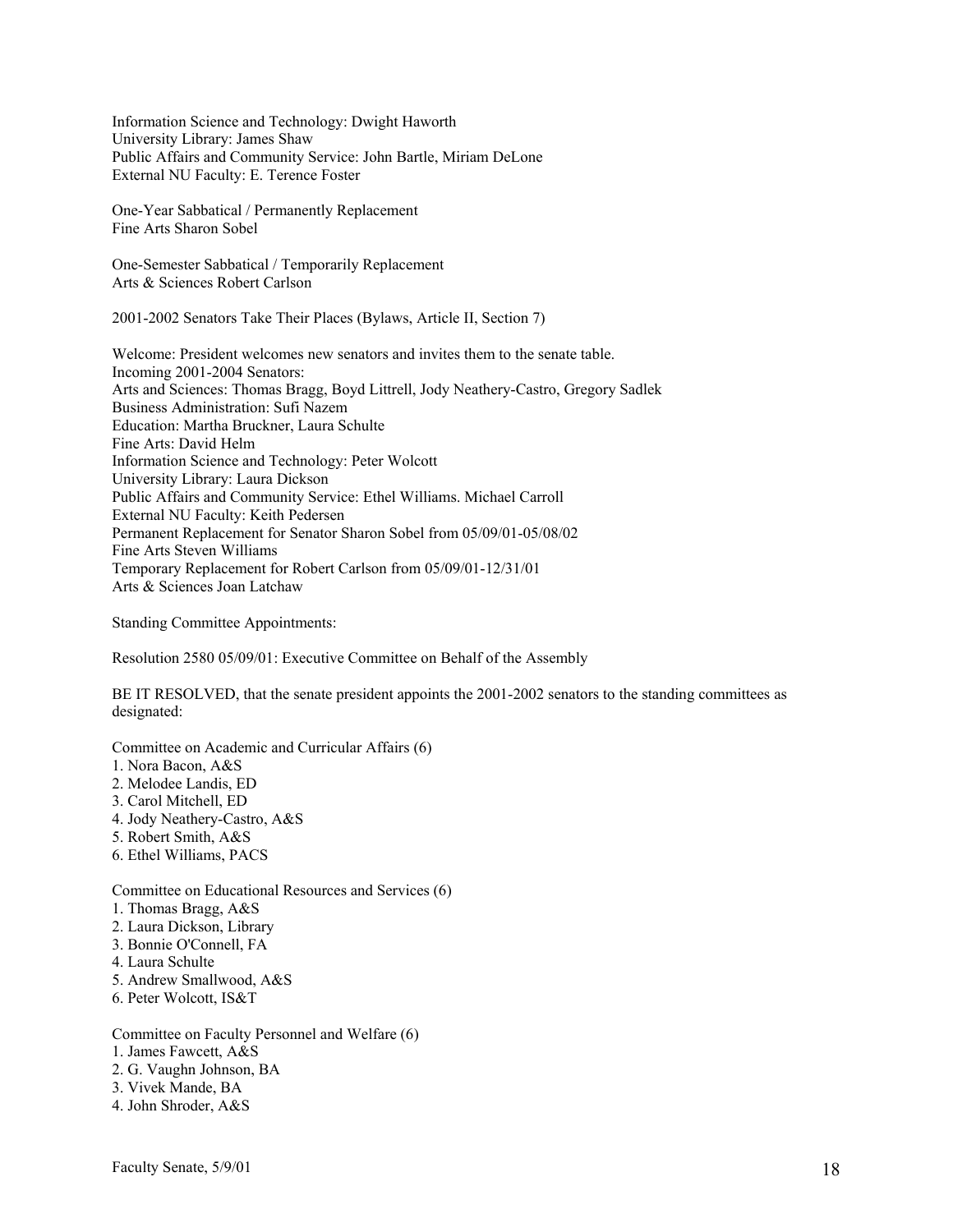Information Science and Technology: Dwight Haworth
University Library: James Shaw
Public Affairs and Community Service: John Bartle, Miriam DeLone
External NU Faculty: E. Terence Foster

One-Year Sabbatical / Permanently Replacement
Fine Arts Sharon Sobel

One-Semester Sabbatical / Temporarily Replacement
Arts & Sciences Robert Carlson

2001-2002 Senators Take Their Places (Bylaws, Article II, Section 7)

Welcome: President welcomes new senators and invites them to the senate table.
Incoming 2001-2004 Senators:
Arts and Sciences: Thomas Bragg, Boyd Littrell, Jody Neathery-Castro, Gregory Sadlek
Business Administration: Sufi Nazem
Education: Martha Bruckner, Laura Schulte
Fine Arts: David Helm
Information Science and Technology: Peter Wolcott
University Library: Laura Dickson
Public Affairs and Community Service: Ethel Williams. Michael Carroll
External NU Faculty: Keith Pedersen
Permanent Replacement for Senator Sharon Sobel from 05/09/01-05/08/02
Fine Arts Steven Williams
Temporary Replacement for Robert Carlson from 05/09/01-12/31/01
Arts & Sciences Joan Latchaw

Standing Committee Appointments:

Resolution 2580 05/09/01: Executive Committee on Behalf of the Assembly

BE IT RESOLVED, that the senate president appoints the 2001-2002 senators to the standing committees as designated:

Committee on Academic and Curricular Affairs (6)
1. Nora Bacon, A&S
2. Melodee Landis, ED
3. Carol Mitchell, ED
4. Jody Neathery-Castro, A&S
5. Robert Smith, A&S
6. Ethel Williams, PACS

Committee on Educational Resources and Services (6)
1. Thomas Bragg, A&S
2. Laura Dickson, Library
3. Bonnie O'Connell, FA
4. Laura Schulte
5. Andrew Smallwood, A&S
6. Peter Wolcott, IS&T

Committee on Faculty Personnel and Welfare (6)
1. James Fawcett, A&S
2. G. Vaughn Johnson, BA
3. Vivek Mande, BA
4. John Shroder, A&S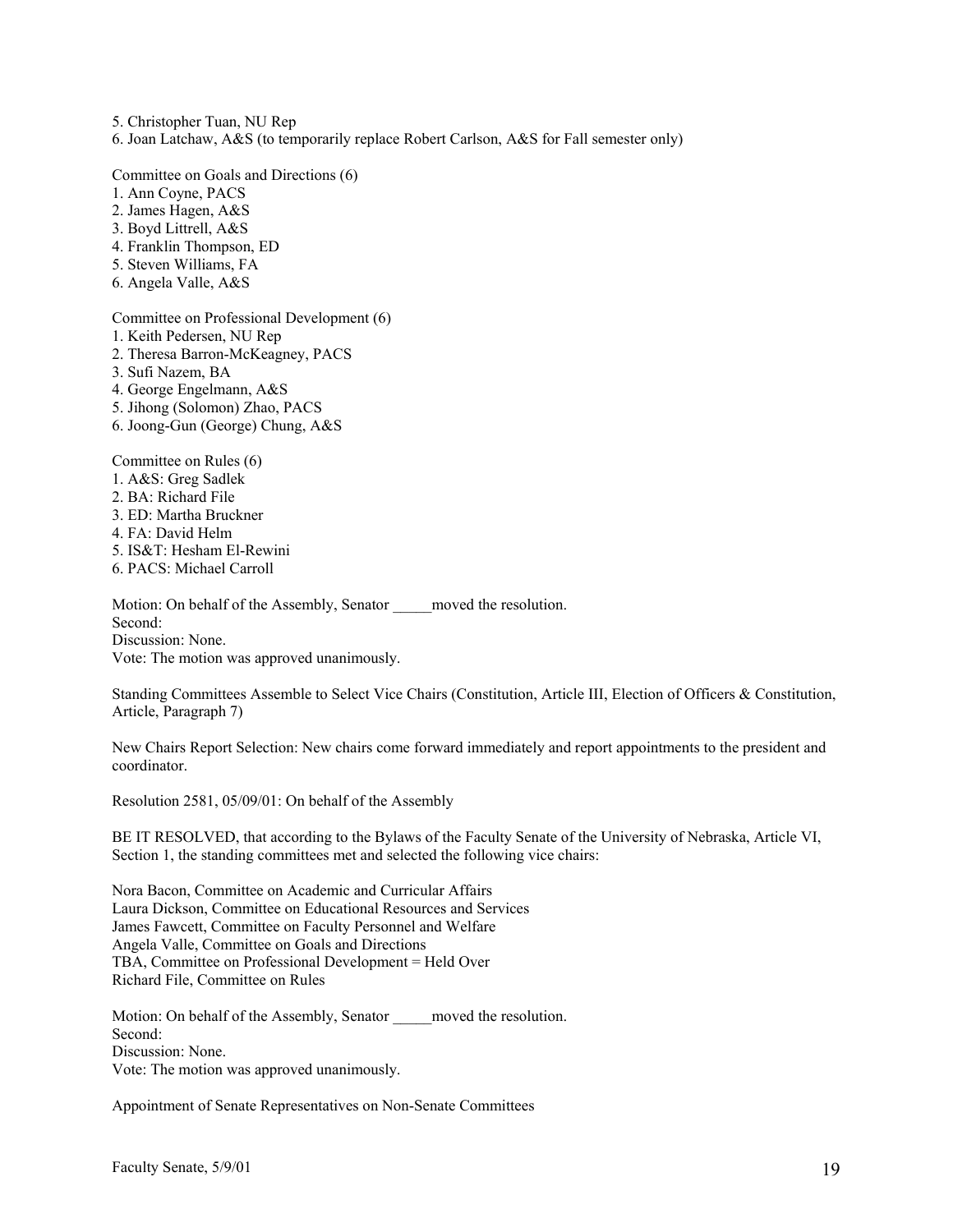5. Christopher Tuan, NU Rep
6. Joan Latchaw, A&S (to temporarily replace Robert Carlson, A&S for Fall semester only)

Committee on Goals and Directions (6)
1. Ann Coyne, PACS
2. James Hagen, A&S
3. Boyd Littrell, A&S
4. Franklin Thompson, ED
5. Steven Williams, FA
6. Angela Valle, A&S

Committee on Professional Development (6)
1. Keith Pedersen, NU Rep
2. Theresa Barron-McKeagney, PACS
3. Sufi Nazem, BA
4. George Engelmann, A&S
5. Jihong (Solomon) Zhao, PACS
6. Joong-Gun (George) Chung, A&S

Committee on Rules (6)
1. A&S: Greg Sadlek
2. BA: Richard File
3. ED: Martha Bruckner
4. FA: David Helm
5. IS&T: Hesham El-Rewini
6. PACS: Michael Carroll

Motion: On behalf of the Assembly, Senator _____moved the resolution.
Second:
Discussion: None.
Vote: The motion was approved unanimously.

Standing Committees Assemble to Select Vice Chairs (Constitution, Article III, Election of Officers & Constitution, Article, Paragraph 7)

New Chairs Report Selection: New chairs come forward immediately and report appointments to the president and coordinator.

Resolution 2581, 05/09/01: On behalf of the Assembly

BE IT RESOLVED, that according to the Bylaws of the Faculty Senate of the University of Nebraska, Article VI, Section 1, the standing committees met and selected the following vice chairs:

Nora Bacon, Committee on Academic and Curricular Affairs
Laura Dickson, Committee on Educational Resources and Services
James Fawcett, Committee on Faculty Personnel and Welfare
Angela Valle, Committee on Goals and Directions
TBA, Committee on Professional Development = Held Over
Richard File, Committee on Rules

Motion: On behalf of the Assembly, Senator _____moved the resolution.
Second:
Discussion: None.
Vote: The motion was approved unanimously.

Appointment of Senate Representatives on Non-Senate Committees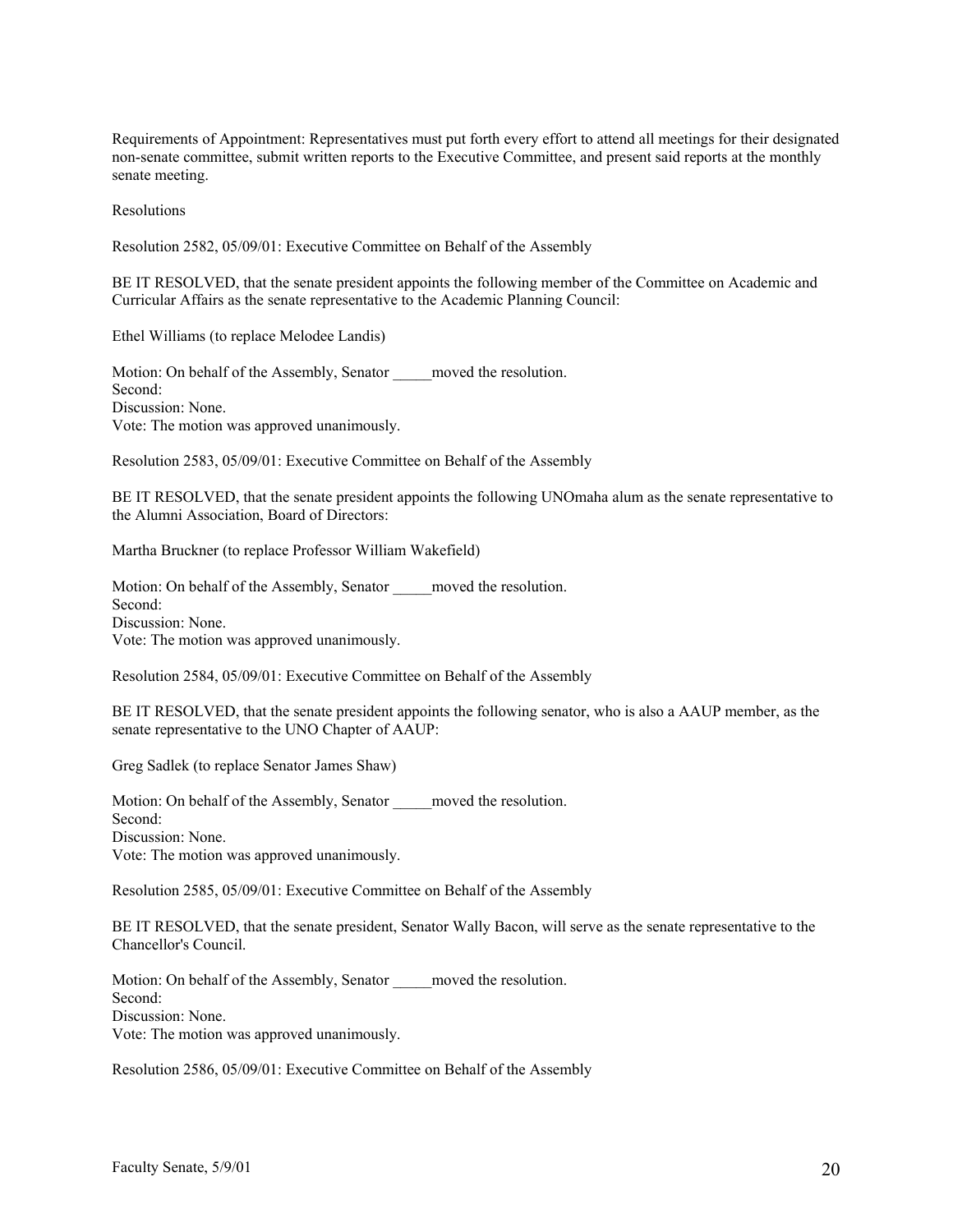Requirements of Appointment: Representatives must put forth every effort to attend all meetings for their designated non-senate committee, submit written reports to the Executive Committee, and present said reports at the monthly senate meeting.

Resolutions

Resolution 2582, 05/09/01: Executive Committee on Behalf of the Assembly

BE IT RESOLVED, that the senate president appoints the following member of the Committee on Academic and Curricular Affairs as the senate representative to the Academic Planning Council:

Ethel Williams (to replace Melodee Landis)

Motion: On behalf of the Assembly, Senator _____moved the resolution.
Second:
Discussion: None.
Vote: The motion was approved unanimously.

Resolution 2583, 05/09/01: Executive Committee on Behalf of the Assembly

BE IT RESOLVED, that the senate president appoints the following UNOmaha alum as the senate representative to the Alumni Association, Board of Directors:

Martha Bruckner (to replace Professor William Wakefield)

Motion: On behalf of the Assembly, Senator _____moved the resolution.
Second:
Discussion: None.
Vote: The motion was approved unanimously.

Resolution 2584, 05/09/01: Executive Committee on Behalf of the Assembly

BE IT RESOLVED, that the senate president appoints the following senator, who is also a AAUP member, as the senate representative to the UNO Chapter of AAUP:

Greg Sadlek (to replace Senator James Shaw)

Motion: On behalf of the Assembly, Senator _____moved the resolution.
Second:
Discussion: None.
Vote: The motion was approved unanimously.

Resolution 2585, 05/09/01: Executive Committee on Behalf of the Assembly

BE IT RESOLVED, that the senate president, Senator Wally Bacon, will serve as the senate representative to the Chancellor's Council.

Motion: On behalf of the Assembly, Senator _____moved the resolution.
Second:
Discussion: None.
Vote: The motion was approved unanimously.

Resolution 2586, 05/09/01: Executive Committee on Behalf of the Assembly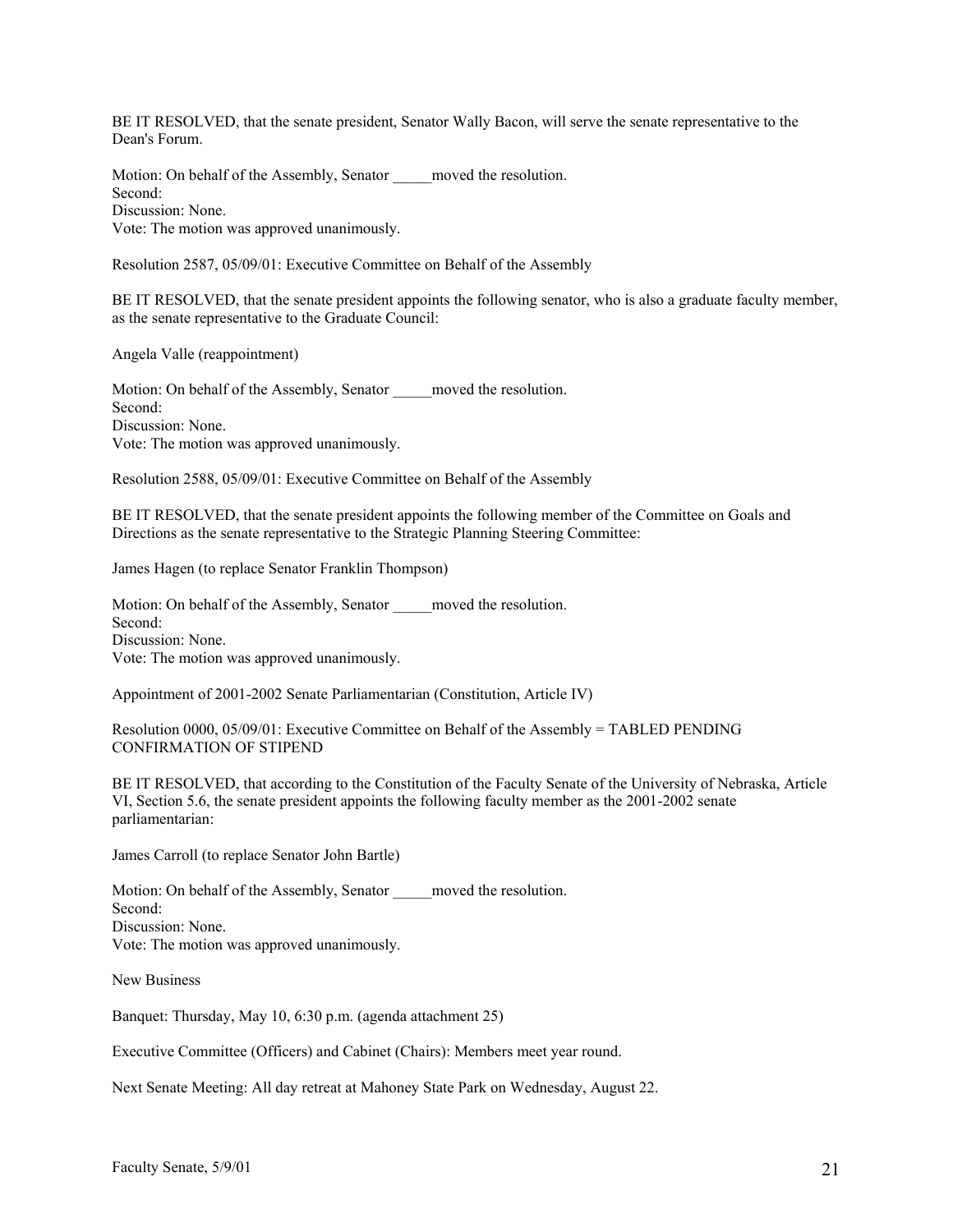BE IT RESOLVED, that the senate president, Senator Wally Bacon, will serve the senate representative to the Dean's Forum.

Motion: On behalf of the Assembly, Senator _____moved the resolution.
Second:
Discussion: None.
Vote: The motion was approved unanimously.

Resolution 2587, 05/09/01: Executive Committee on Behalf of the Assembly

BE IT RESOLVED, that the senate president appoints the following senator, who is also a graduate faculty member, as the senate representative to the Graduate Council:

Angela Valle (reappointment)

Motion: On behalf of the Assembly, Senator _____moved the resolution.
Second:
Discussion: None.
Vote: The motion was approved unanimously.

Resolution 2588, 05/09/01: Executive Committee on Behalf of the Assembly

BE IT RESOLVED, that the senate president appoints the following member of the Committee on Goals and Directions as the senate representative to the Strategic Planning Steering Committee:

James Hagen (to replace Senator Franklin Thompson)

Motion: On behalf of the Assembly, Senator _____moved the resolution.
Second:
Discussion: None.
Vote: The motion was approved unanimously.

Appointment of 2001-2002 Senate Parliamentarian (Constitution, Article IV)

Resolution 0000, 05/09/01: Executive Committee on Behalf of the Assembly = TABLED PENDING CONFIRMATION OF STIPEND

BE IT RESOLVED, that according to the Constitution of the Faculty Senate of the University of Nebraska, Article VI, Section 5.6, the senate president appoints the following faculty member as the 2001-2002 senate parliamentarian:

James Carroll (to replace Senator John Bartle)

Motion: On behalf of the Assembly, Senator _____moved the resolution.
Second:
Discussion: None.
Vote: The motion was approved unanimously.

New Business

Banquet: Thursday, May 10, 6:30 p.m. (agenda attachment 25)

Executive Committee (Officers) and Cabinet (Chairs): Members meet year round.

Next Senate Meeting: All day retreat at Mahoney State Park on Wednesday, August 22.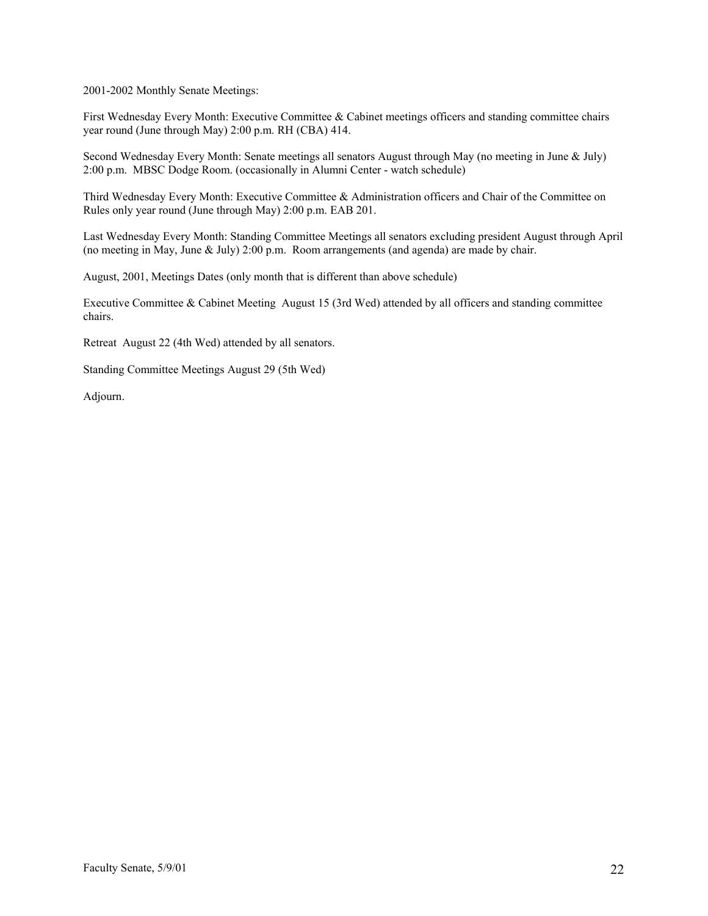2001-2002 Monthly Senate Meetings:

First Wednesday Every Month: Executive Committee & Cabinet meetings officers and standing committee chairs year round (June through May) 2:00 p.m. RH (CBA) 414.

Second Wednesday Every Month: Senate meetings all senators August through May (no meeting in June & July) 2:00 p.m. MBSC Dodge Room. (occasionally in Alumni Center - watch schedule)

Third Wednesday Every Month: Executive Committee & Administration officers and Chair of the Committee on Rules only year round (June through May) 2:00 p.m. EAB 201.

Last Wednesday Every Month: Standing Committee Meetings all senators excluding president August through April (no meeting in May, June & July) 2:00 p.m. Room arrangements (and agenda) are made by chair.

August, 2001, Meetings Dates (only month that is different than above schedule)

Executive Committee & Cabinet Meeting August 15 (3rd Wed) attended by all officers and standing committee chairs.

Retreat August 22 (4th Wed) attended by all senators.

Standing Committee Meetings August 29 (5th Wed)

Adjourn.